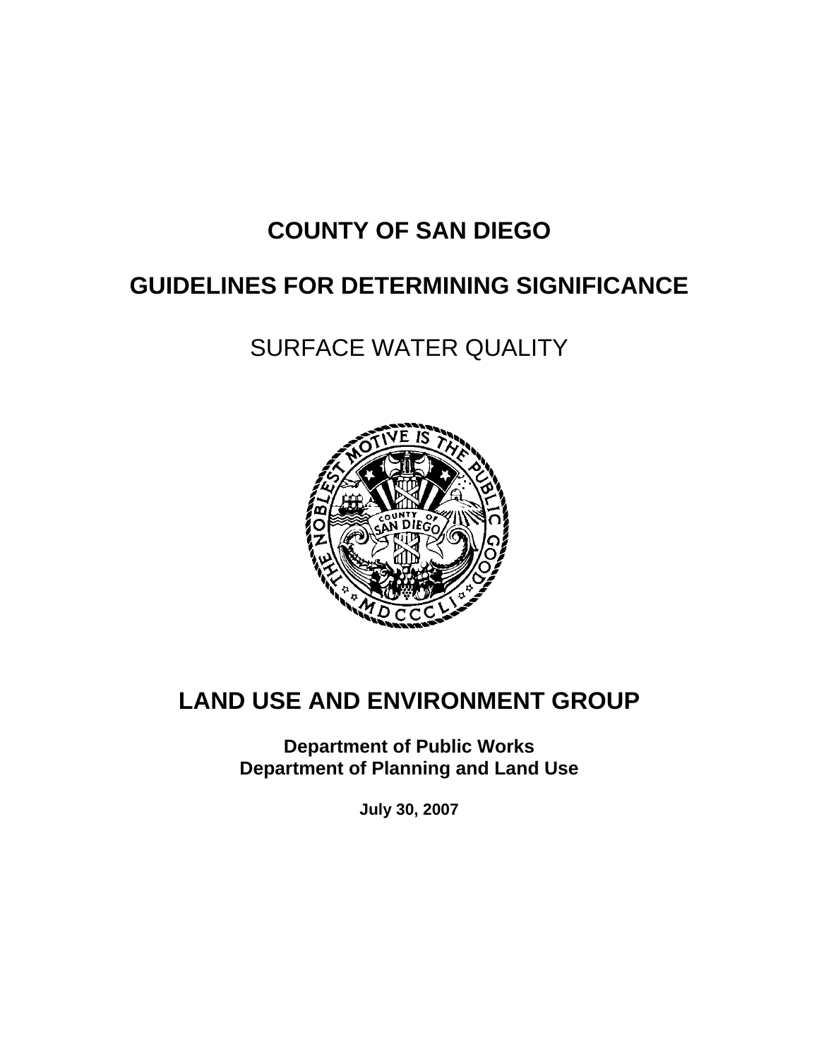# COUNTY OF SAN DIEGO

# GUIDELINES FOR DETERMINING SIGNIFICANCE

## SURFACE WATER QUALITY

## LAND USE AND ENVIRONMENT GROUP

**Department of Public Works**
**Department of Planning and Land Use**

**July 30, 2007**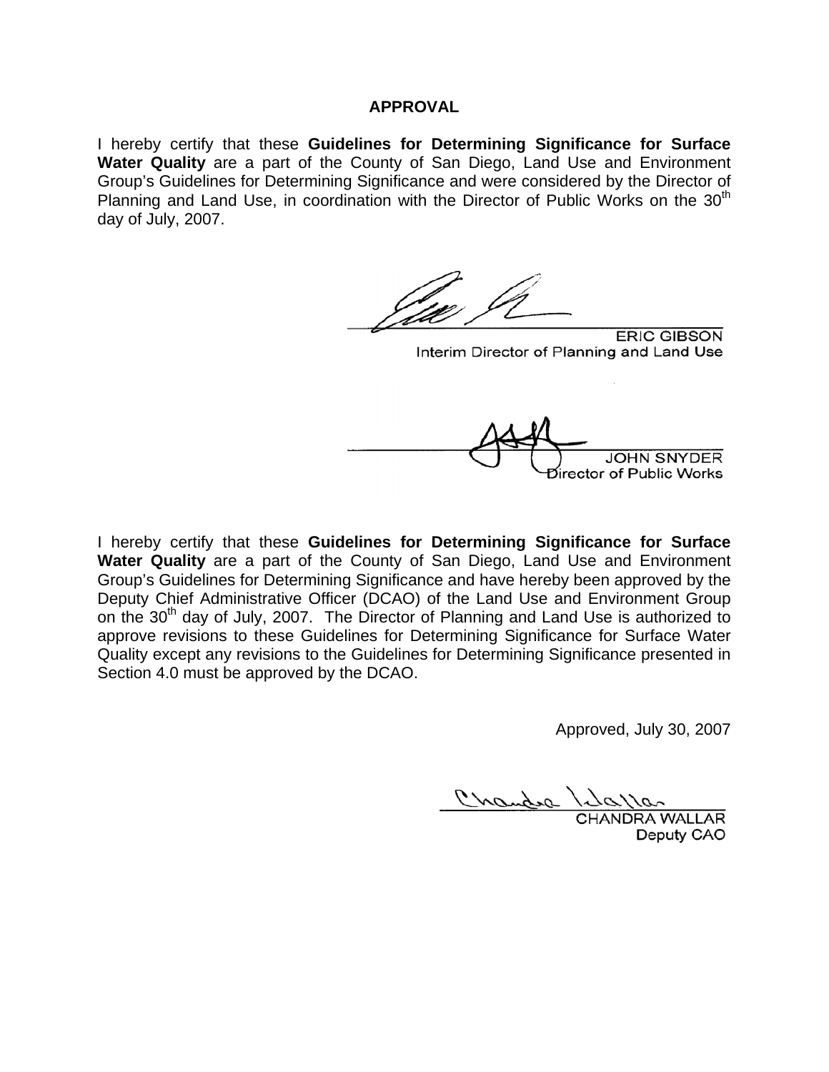## APPROVAL

I hereby certify that these **Guidelines for Determining Significance for Surface Water Quality** are a part of the County of San Diego, Land Use and Environment Group's Guidelines for Determining Significance and were considered by the Director of Planning and Land Use, in coordination with the Director of Public Works on the 30th day of July, 2007.

ERIC GIBSON
Interim Director of Planning and Land Use

JOHN SNYDER
Director of Public Works

I hereby certify that these **Guidelines for Determining Significance for Surface Water Quality** are a part of the County of San Diego, Land Use and Environment Group's Guidelines for Determining Significance and have hereby been approved by the Deputy Chief Administrative Officer (DCAO) of the Land Use and Environment Group on the 30th day of July, 2007. The Director of Planning and Land Use is authorized to approve revisions to these Guidelines for Determining Significance for Surface Water Quality except any revisions to the Guidelines for Determining Significance presented in Section 4.0 must be approved by the DCAO.

Approved, July 30, 2007

CHANDRA WALLAR
Deputy CAO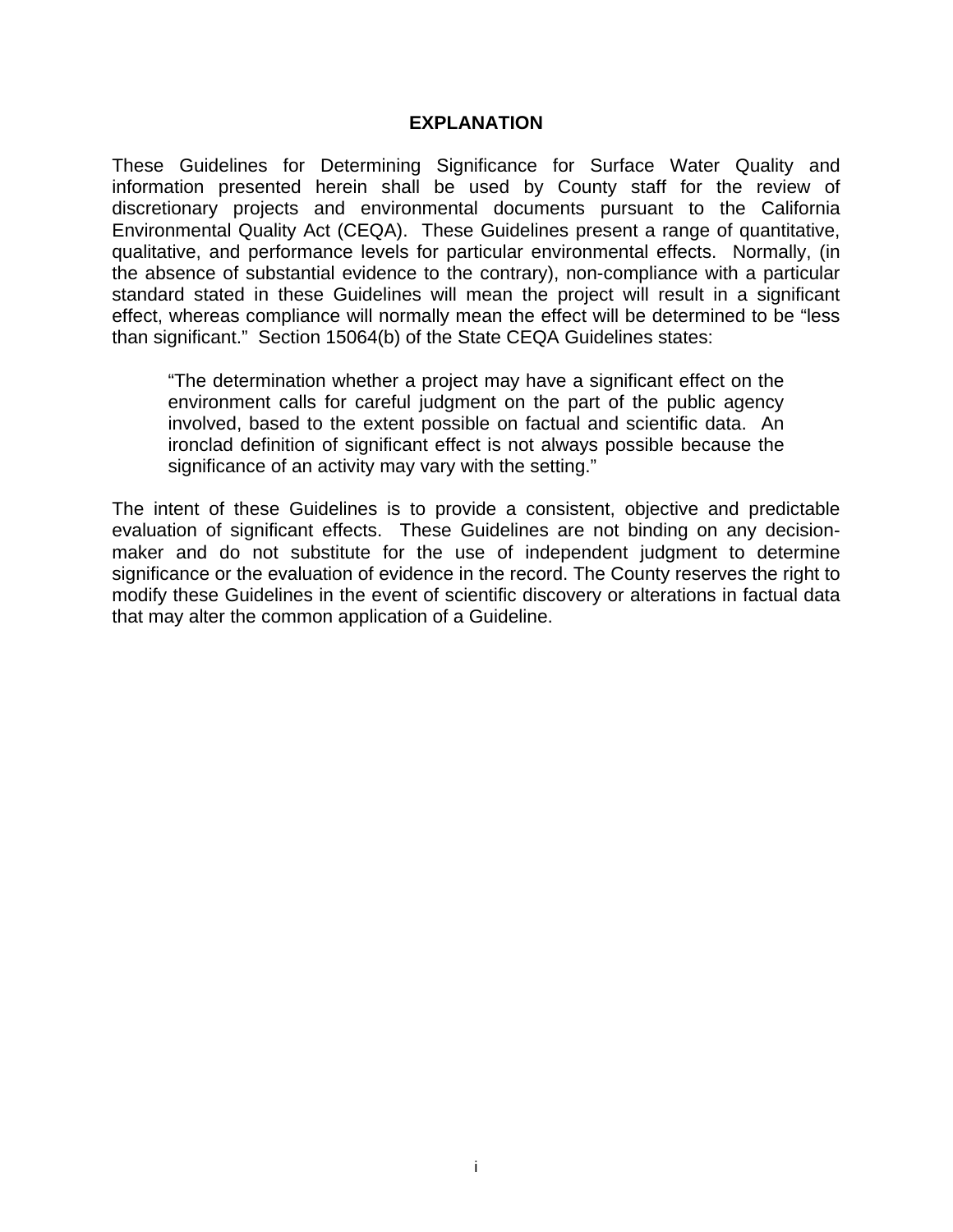## EXPLANATION

These Guidelines for Determining Significance for Surface Water Quality and information presented herein shall be used by County staff for the review of discretionary projects and environmental documents pursuant to the California Environmental Quality Act (CEQA). These Guidelines present a range of quantitative, qualitative, and performance levels for particular environmental effects. Normally, (in the absence of substantial evidence to the contrary), non-compliance with a particular standard stated in these Guidelines will mean the project will result in a significant effect, whereas compliance will normally mean the effect will be determined to be "less than significant." Section 15064(b) of the State CEQA Guidelines states:

> "The determination whether a project may have a significant effect on the environment calls for careful judgment on the part of the public agency involved, based to the extent possible on factual and scientific data. An ironclad definition of significant effect is not always possible because the significance of an activity may vary with the setting."

The intent of these Guidelines is to provide a consistent, objective and predictable evaluation of significant effects. These Guidelines are not binding on any decision-maker and do not substitute for the use of independent judgment to determine significance or the evaluation of evidence in the record. The County reserves the right to modify these Guidelines in the event of scientific discovery or alterations in factual data that may alter the common application of a Guideline.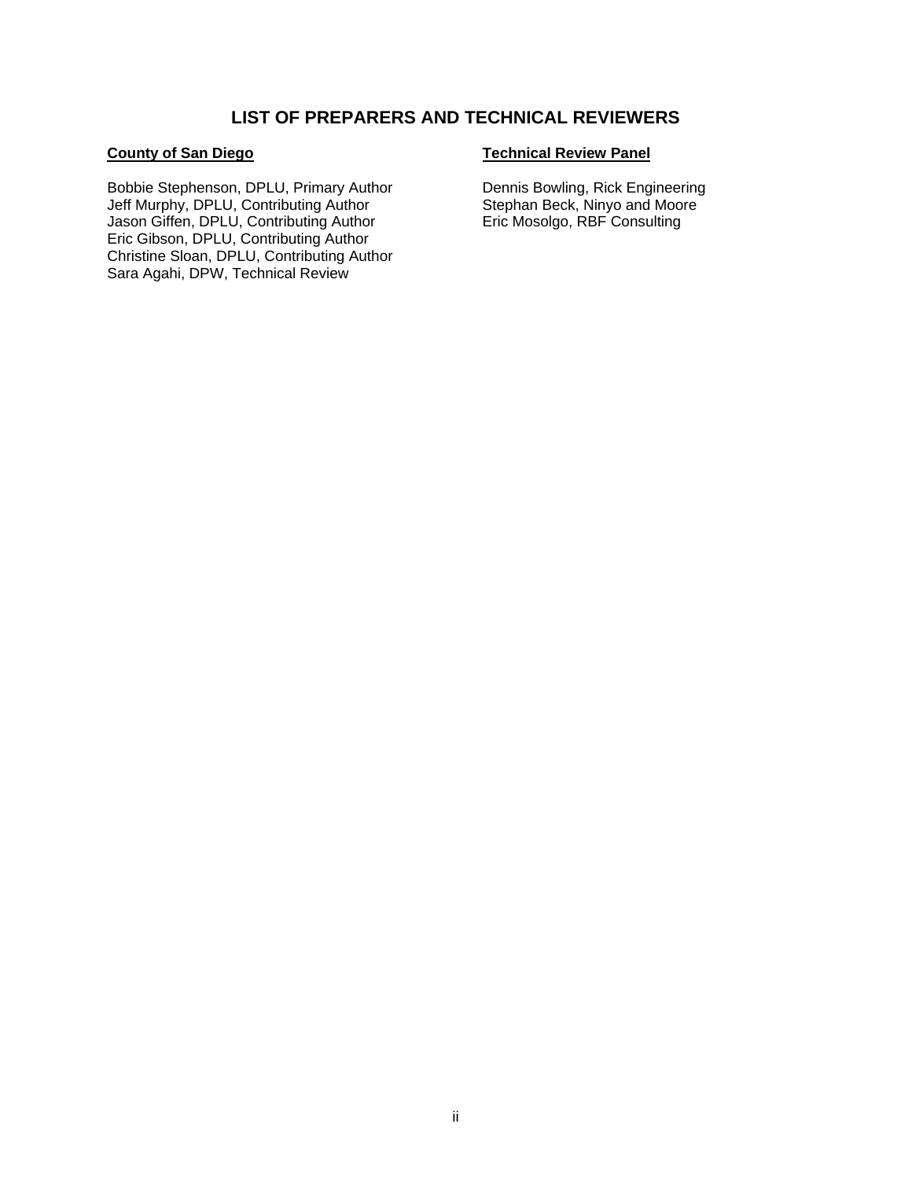# LIST OF PREPARERS AND TECHNICAL REVIEWERS

**County of San Diego**

Bobbie Stephenson, DPLU, Primary Author
Jeff Murphy, DPLU, Contributing Author
Jason Giffen, DPLU, Contributing Author
Eric Gibson, DPLU, Contributing Author
Christine Sloan, DPLU, Contributing Author
Sara Agahi, DPW, Technical Review

**Technical Review Panel**

Dennis Bowling, Rick Engineering
Stephan Beck, Ninyo and Moore
Eric Mosolgo, RBF Consulting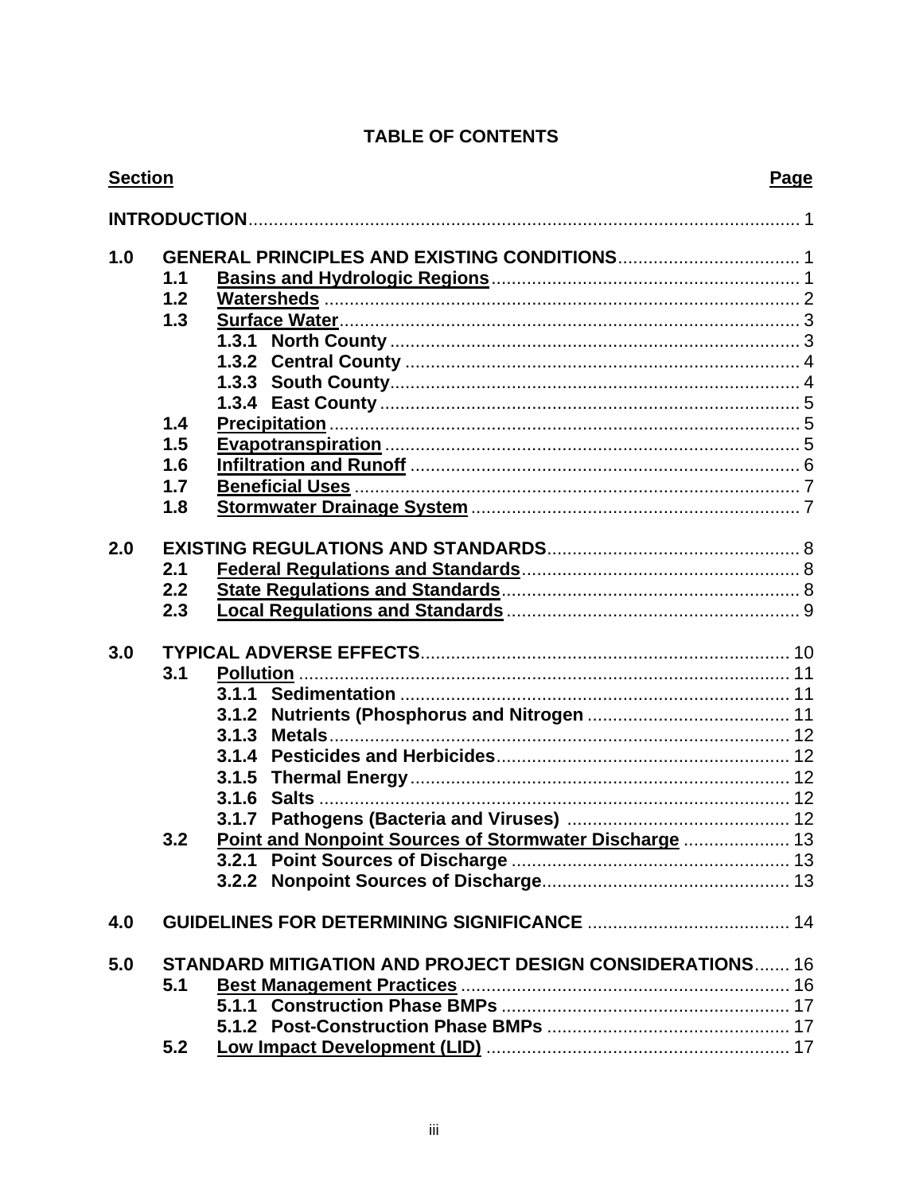# TABLE OF CONTENTS

| Section | | | Page |
|---|---|---|---|
| **INTRODUCTION** | | | 1 |
| **1.0** | **GENERAL PRINCIPLES AND EXISTING CONDITIONS** | | 1 |
| | **1.1** | **Basins and Hydrologic Regions** | 1 |
| | **1.2** | **Watersheds** | 2 |
| | **1.3** | **Surface Water** | 3 |
| | | **1.3.1 North County** | 3 |
| | | **1.3.2 Central County** | 4 |
| | | **1.3.3 South County** | 4 |
| | | **1.3.4 East County** | 5 |
| | **1.4** | **Precipitation** | 5 |
| | **1.5** | **Evapotranspiration** | 5 |
| | **1.6** | **Infiltration and Runoff** | 6 |
| | **1.7** | **Beneficial Uses** | 7 |
| | **1.8** | **Stormwater Drainage System** | 7 |
| **2.0** | **EXISTING REGULATIONS AND STANDARDS** | | 8 |
| | **2.1** | **Federal Regulations and Standards** | 8 |
| | **2.2** | **State Regulations and Standards** | 8 |
| | **2.3** | **Local Regulations and Standards** | 9 |
| **3.0** | **TYPICAL ADVERSE EFFECTS** | | 10 |
| | **3.1** | **Pollution** | 11 |
| | | **3.1.1 Sedimentation** | 11 |
| | | **3.1.2 Nutrients (Phosphorus and Nitrogen** | 11 |
| | | **3.1.3 Metals** | 12 |
| | | **3.1.4 Pesticides and Herbicides** | 12 |
| | | **3.1.5 Thermal Energy** | 12 |
| | | **3.1.6 Salts** | 12 |
| | | **3.1.7 Pathogens (Bacteria and Viruses)** | 12 |
| | **3.2** | **Point and Nonpoint Sources of Stormwater Discharge** | 13 |
| | | **3.2.1 Point Sources of Discharge** | 13 |
| | | **3.2.2 Nonpoint Sources of Discharge** | 13 |
| **4.0** | **GUIDELINES FOR DETERMINING SIGNIFICANCE** | | 14 |
| **5.0** | **STANDARD MITIGATION AND PROJECT DESIGN CONSIDERATIONS** | | 16 |
| | **5.1** | **Best Management Practices** | 16 |
| | | **5.1.1 Construction Phase BMPs** | 17 |
| | | **5.1.2 Post-Construction Phase BMPs** | 17 |
| | **5.2** | **Low Impact Development (LID)** | 17 |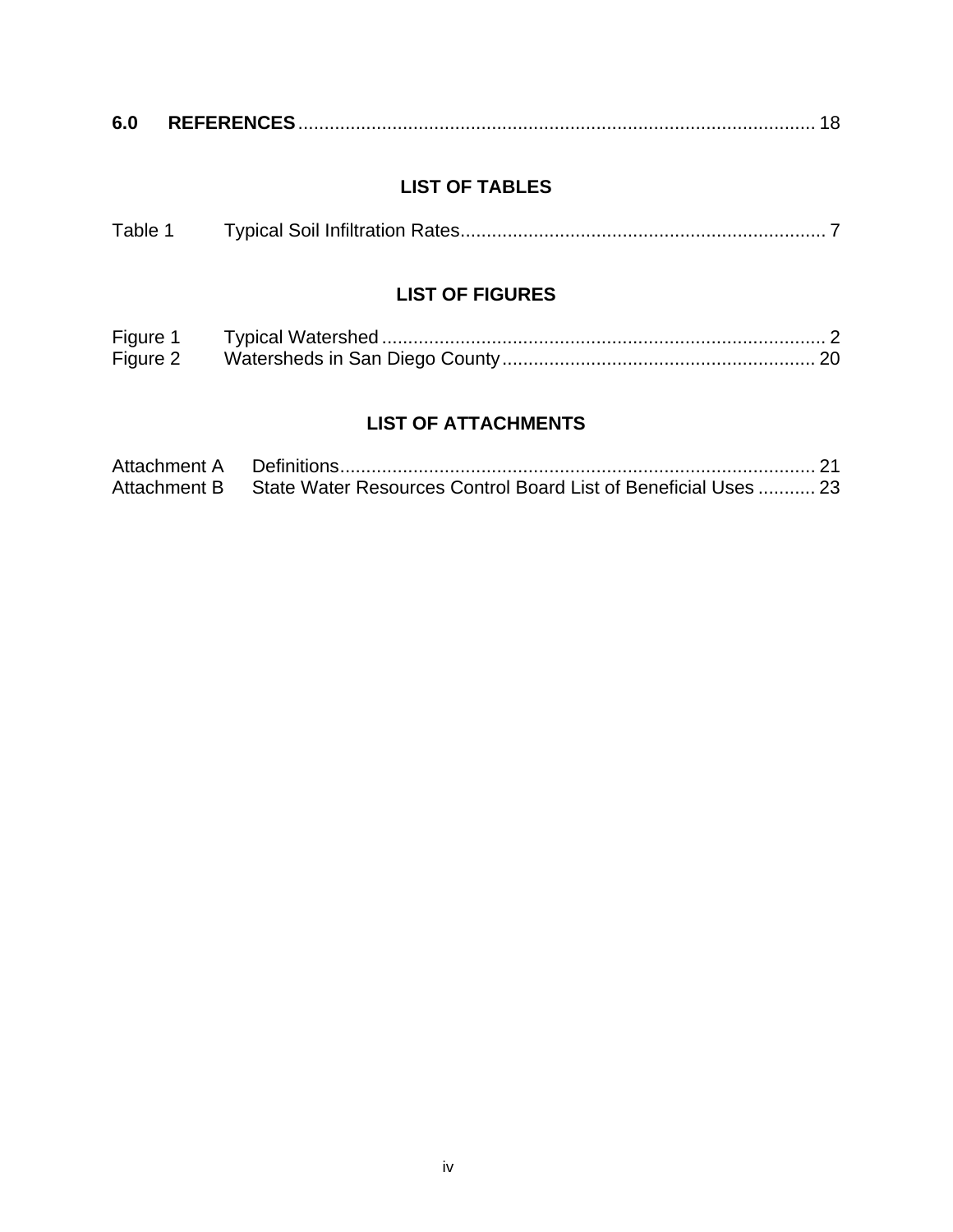**6.0 REFERENCES** .................................................................................................. 18

## LIST OF TABLES

Table 1 Typical Soil Infiltration Rates...................................................................... 7

## LIST OF FIGURES

Figure 1 Typical Watershed ..................................................................................... 2
Figure 2 Watersheds in San Diego County ............................................................ 20

## LIST OF ATTACHMENTS

Attachment A Definitions........................................................................................... 21
Attachment B State Water Resources Control Board List of Beneficial Uses ........... 23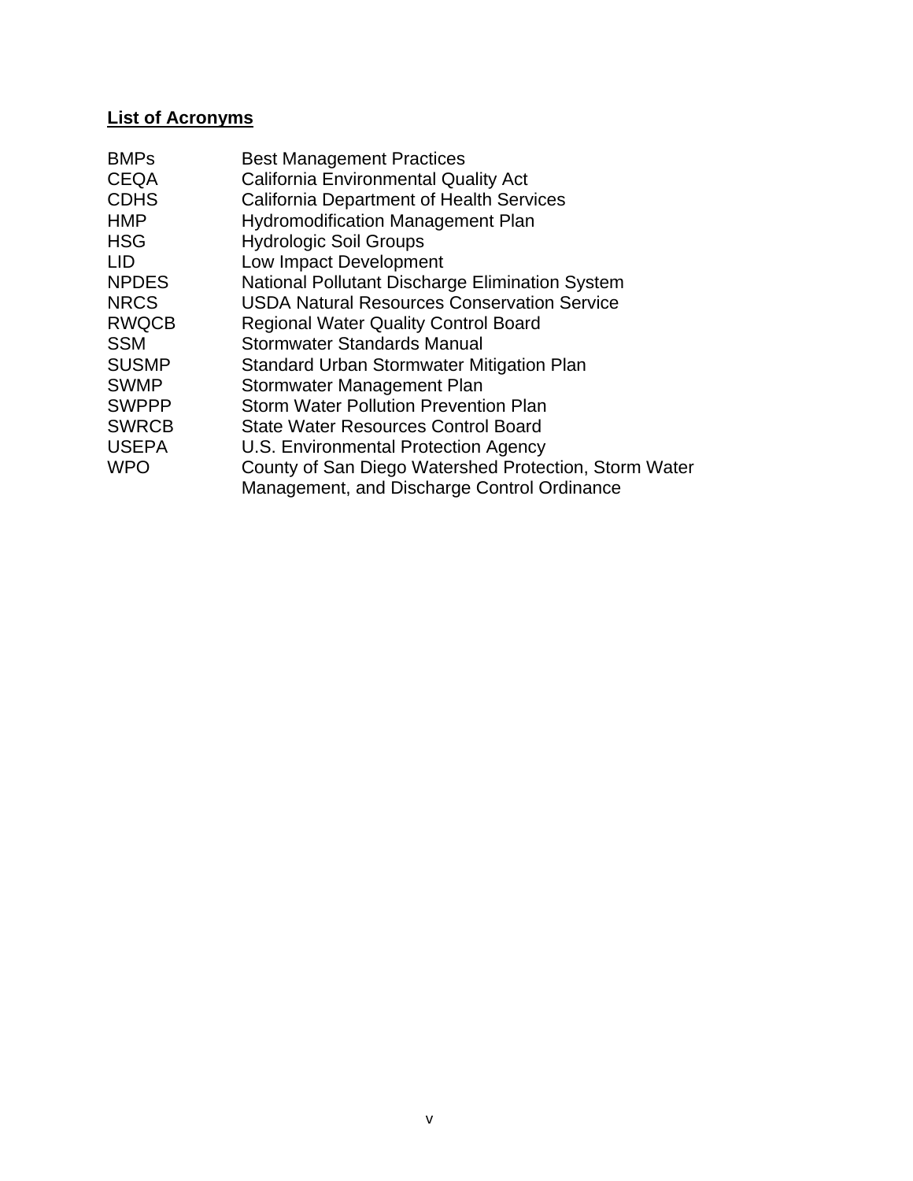## List of Acronyms

| | |
|---|---|
| BMPs | Best Management Practices |
| CEQA | California Environmental Quality Act |
| CDHS | California Department of Health Services |
| HMP | Hydromodification Management Plan |
| HSG | Hydrologic Soil Groups |
| LID | Low Impact Development |
| NPDES | National Pollutant Discharge Elimination System |
| NRCS | USDA Natural Resources Conservation Service |
| RWQCB | Regional Water Quality Control Board |
| SSM | Stormwater Standards Manual |
| SUSMP | Standard Urban Stormwater Mitigation Plan |
| SWMP | Stormwater Management Plan |
| SWPPP | Storm Water Pollution Prevention Plan |
| SWRCB | State Water Resources Control Board |
| USEPA | U.S. Environmental Protection Agency |
| WPO | County of San Diego Watershed Protection, Storm Water Management, and Discharge Control Ordinance |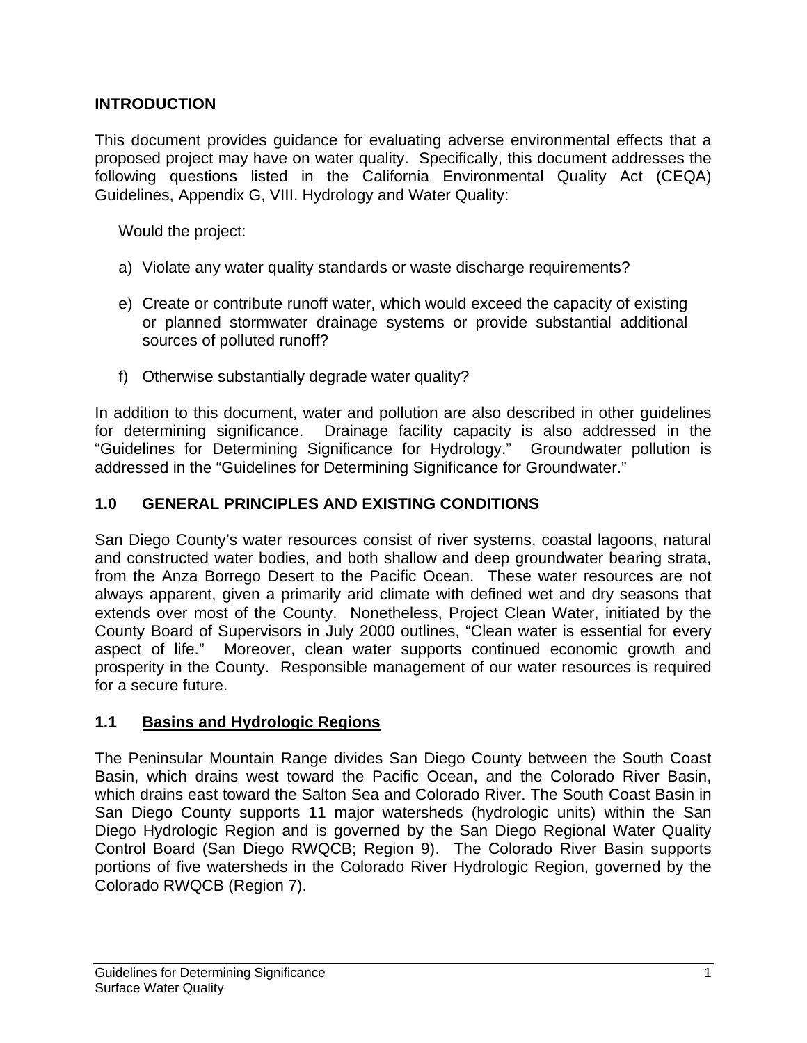## INTRODUCTION

This document provides guidance for evaluating adverse environmental effects that a proposed project may have on water quality. Specifically, this document addresses the following questions listed in the California Environmental Quality Act (CEQA) Guidelines, Appendix G, VIII. Hydrology and Water Quality:

Would the project:

a) Violate any water quality standards or waste discharge requirements?

e) Create or contribute runoff water, which would exceed the capacity of existing or planned stormwater drainage systems or provide substantial additional sources of polluted runoff?

f) Otherwise substantially degrade water quality?

In addition to this document, water and pollution are also described in other guidelines for determining significance. Drainage facility capacity is also addressed in the "Guidelines for Determining Significance for Hydrology." Groundwater pollution is addressed in the "Guidelines for Determining Significance for Groundwater."

## 1.0 GENERAL PRINCIPLES AND EXISTING CONDITIONS

San Diego County's water resources consist of river systems, coastal lagoons, natural and constructed water bodies, and both shallow and deep groundwater bearing strata, from the Anza Borrego Desert to the Pacific Ocean. These water resources are not always apparent, given a primarily arid climate with defined wet and dry seasons that extends over most of the County. Nonetheless, Project Clean Water, initiated by the County Board of Supervisors in July 2000 outlines, "Clean water is essential for every aspect of life." Moreover, clean water supports continued economic growth and prosperity in the County. Responsible management of our water resources is required for a secure future.

### 1.1 Basins and Hydrologic Regions

The Peninsular Mountain Range divides San Diego County between the South Coast Basin, which drains west toward the Pacific Ocean, and the Colorado River Basin, which drains east toward the Salton Sea and Colorado River. The South Coast Basin in San Diego County supports 11 major watersheds (hydrologic units) within the San Diego Hydrologic Region and is governed by the San Diego Regional Water Quality Control Board (San Diego RWQCB; Region 9). The Colorado River Basin supports portions of five watersheds in the Colorado River Hydrologic Region, governed by the Colorado RWQCB (Region 7).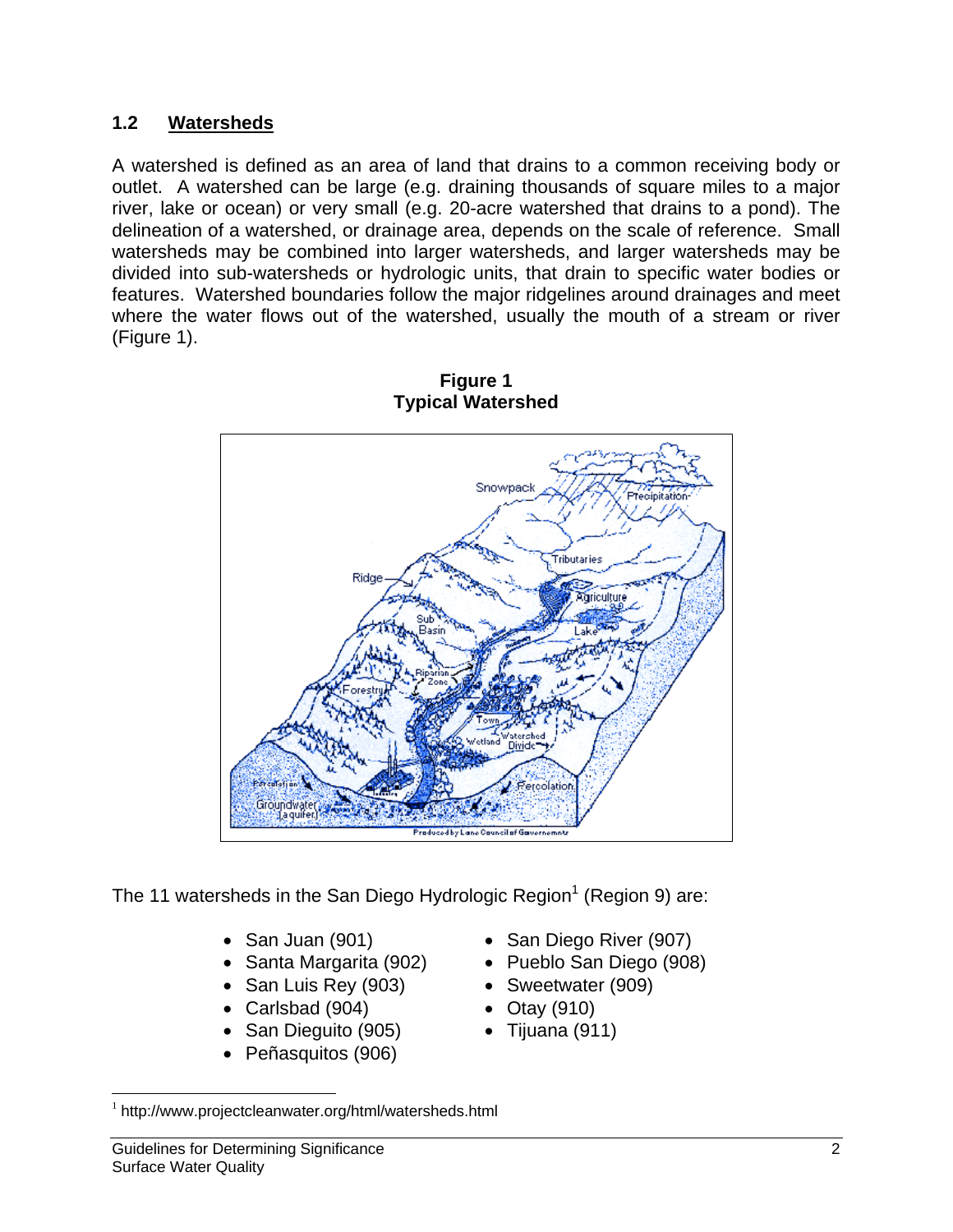## 1.2 Watersheds

A watershed is defined as an area of land that drains to a common receiving body or outlet. A watershed can be large (e.g. draining thousands of square miles to a major river, lake or ocean) or very small (e.g. 20-acre watershed that drains to a pond). The delineation of a watershed, or drainage area, depends on the scale of reference. Small watersheds may be combined into larger watersheds, and larger watersheds may be divided into sub-watersheds or hydrologic units, that drain to specific water bodies or features. Watershed boundaries follow the major ridgelines around drainages and meet where the water flows out of the watershed, usually the mouth of a stream or river (Figure 1).

**Figure 1**
**Typical Watershed**

The 11 watersheds in the San Diego Hydrologic Region[1] (Region 9) are:

- San Juan (901)
- Santa Margarita (902)
- San Luis Rey (903)
- Carlsbad (904)
- San Dieguito (905)
- Peñasquitos (906)
- San Diego River (907)
- Pueblo San Diego (908)
- Sweetwater (909)
- Otay (910)
- Tijuana (911)

[1] http://www.projectcleanwater.org/html/watersheds.html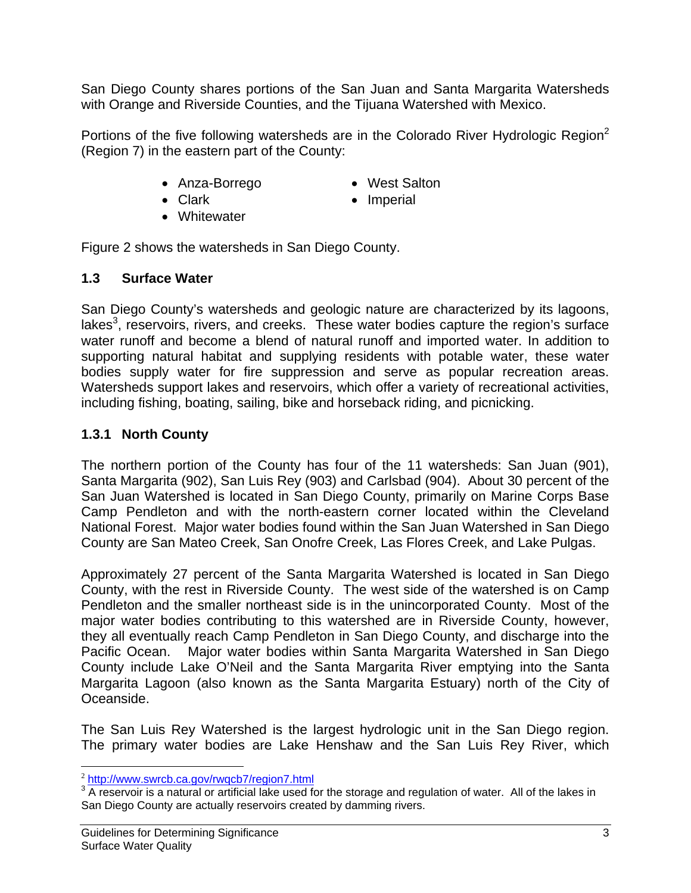San Diego County shares portions of the San Juan and Santa Margarita Watersheds with Orange and Riverside Counties, and the Tijuana Watershed with Mexico.

Portions of the five following watersheds are in the Colorado River Hydrologic Region[2] (Region 7) in the eastern part of the County:

- Anza-Borrego
- Clark
- Whitewater
- West Salton
- Imperial

Figure 2 shows the watersheds in San Diego County.

## 1.3 Surface Water

San Diego County's watersheds and geologic nature are characterized by its lagoons, lakes[3], reservoirs, rivers, and creeks. These water bodies capture the region's surface water runoff and become a blend of natural runoff and imported water. In addition to supporting natural habitat and supplying residents with potable water, these water bodies supply water for fire suppression and serve as popular recreation areas. Watersheds support lakes and reservoirs, which offer a variety of recreational activities, including fishing, boating, sailing, bike and horseback riding, and picnicking.

### 1.3.1 North County

The northern portion of the County has four of the 11 watersheds: San Juan (901), Santa Margarita (902), San Luis Rey (903) and Carlsbad (904). About 30 percent of the San Juan Watershed is located in San Diego County, primarily on Marine Corps Base Camp Pendleton and with the north-eastern corner located within the Cleveland National Forest. Major water bodies found within the San Juan Watershed in San Diego County are San Mateo Creek, San Onofre Creek, Las Flores Creek, and Lake Pulgas.

Approximately 27 percent of the Santa Margarita Watershed is located in San Diego County, with the rest in Riverside County. The west side of the watershed is on Camp Pendleton and the smaller northeast side is in the unincorporated County. Most of the major water bodies contributing to this watershed are in Riverside County, however, they all eventually reach Camp Pendleton in San Diego County, and discharge into the Pacific Ocean. Major water bodies within Santa Margarita Watershed in San Diego County include Lake O'Neil and the Santa Margarita River emptying into the Santa Margarita Lagoon (also known as the Santa Margarita Estuary) north of the City of Oceanside.

The San Luis Rey Watershed is the largest hydrologic unit in the San Diego region. The primary water bodies are Lake Henshaw and the San Luis Rey River, which

---

[2] http://www.swrcb.ca.gov/rwqcb7/region7.html

[3] A reservoir is a natural or artificial lake used for the storage and regulation of water. All of the lakes in San Diego County are actually reservoirs created by damming rivers.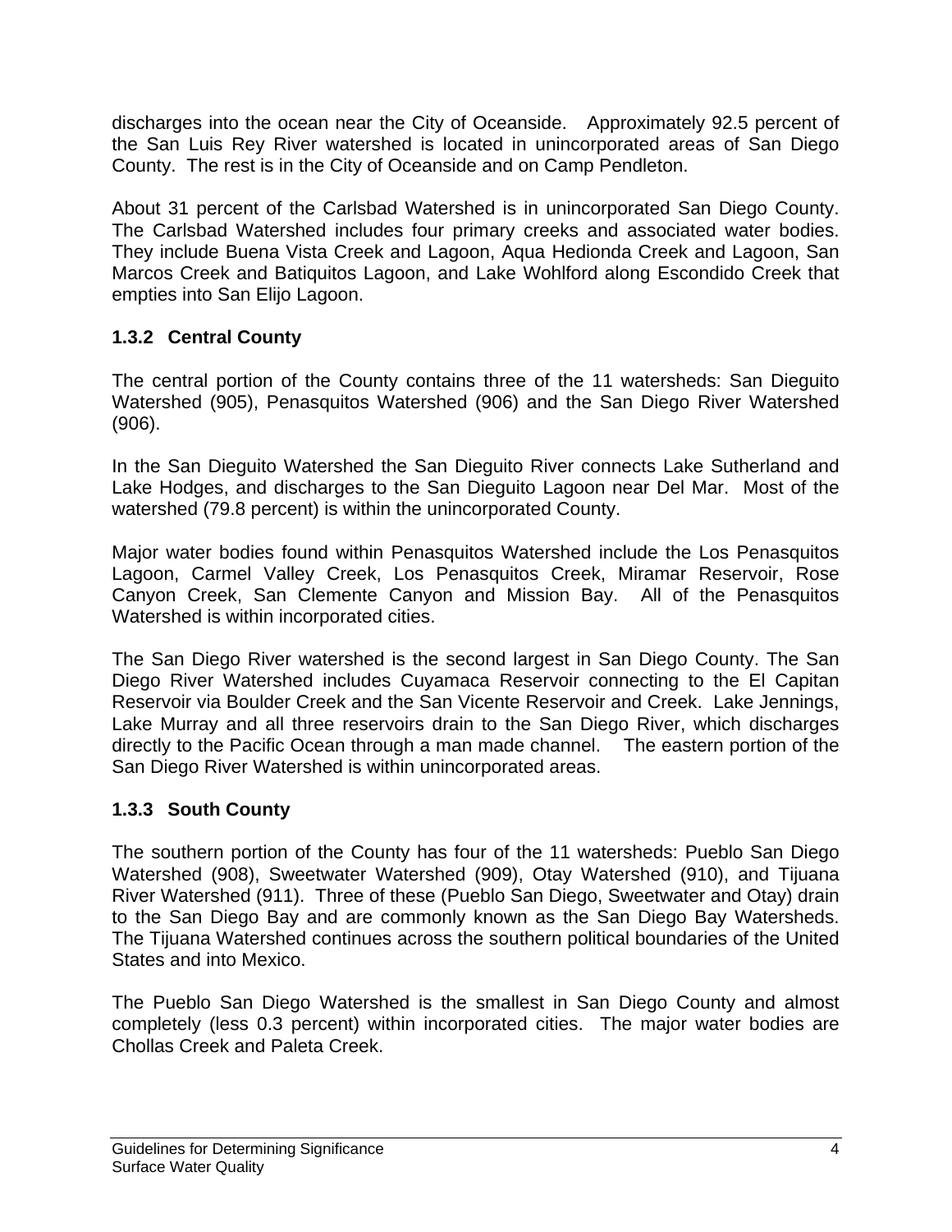discharges into the ocean near the City of Oceanside. Approximately 92.5 percent of the San Luis Rey River watershed is located in unincorporated areas of San Diego County. The rest is in the City of Oceanside and on Camp Pendleton.

About 31 percent of the Carlsbad Watershed is in unincorporated San Diego County. The Carlsbad Watershed includes four primary creeks and associated water bodies. They include Buena Vista Creek and Lagoon, Aqua Hedionda Creek and Lagoon, San Marcos Creek and Batiquitos Lagoon, and Lake Wohlford along Escondido Creek that empties into San Elijo Lagoon.

### 1.3.2 Central County

The central portion of the County contains three of the 11 watersheds: San Dieguito Watershed (905), Penasquitos Watershed (906) and the San Diego River Watershed (906).

In the San Dieguito Watershed the San Dieguito River connects Lake Sutherland and Lake Hodges, and discharges to the San Dieguito Lagoon near Del Mar. Most of the watershed (79.8 percent) is within the unincorporated County.

Major water bodies found within Penasquitos Watershed include the Los Penasquitos Lagoon, Carmel Valley Creek, Los Penasquitos Creek, Miramar Reservoir, Rose Canyon Creek, San Clemente Canyon and Mission Bay. All of the Penasquitos Watershed is within incorporated cities.

The San Diego River watershed is the second largest in San Diego County. The San Diego River Watershed includes Cuyamaca Reservoir connecting to the El Capitan Reservoir via Boulder Creek and the San Vicente Reservoir and Creek. Lake Jennings, Lake Murray and all three reservoirs drain to the San Diego River, which discharges directly to the Pacific Ocean through a man made channel. The eastern portion of the San Diego River Watershed is within unincorporated areas.

### 1.3.3 South County

The southern portion of the County has four of the 11 watersheds: Pueblo San Diego Watershed (908), Sweetwater Watershed (909), Otay Watershed (910), and Tijuana River Watershed (911). Three of these (Pueblo San Diego, Sweetwater and Otay) drain to the San Diego Bay and are commonly known as the San Diego Bay Watersheds. The Tijuana Watershed continues across the southern political boundaries of the United States and into Mexico.

The Pueblo San Diego Watershed is the smallest in San Diego County and almost completely (less 0.3 percent) within incorporated cities. The major water bodies are Chollas Creek and Paleta Creek.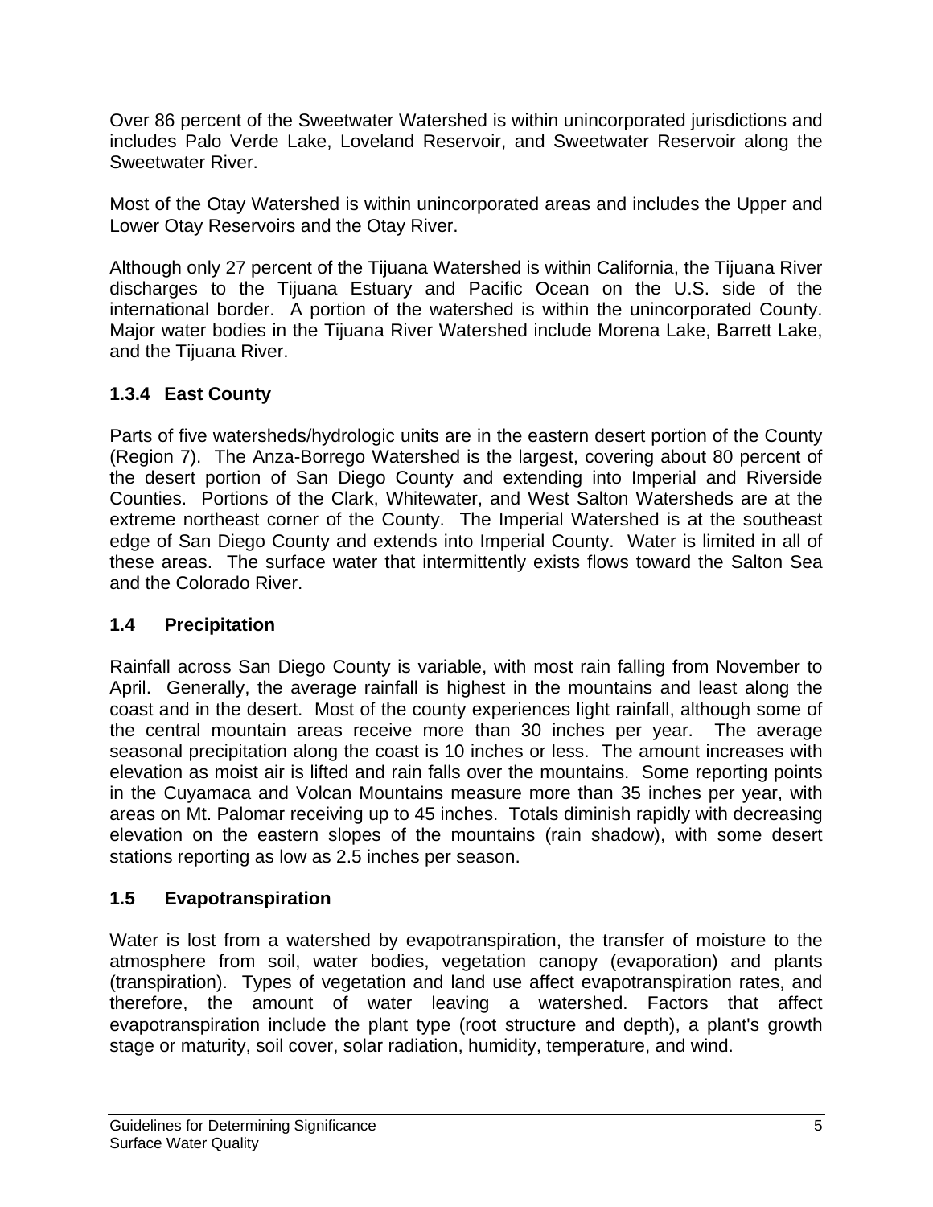Over 86 percent of the Sweetwater Watershed is within unincorporated jurisdictions and includes Palo Verde Lake, Loveland Reservoir, and Sweetwater Reservoir along the Sweetwater River.

Most of the Otay Watershed is within unincorporated areas and includes the Upper and Lower Otay Reservoirs and the Otay River.

Although only 27 percent of the Tijuana Watershed is within California, the Tijuana River discharges to the Tijuana Estuary and Pacific Ocean on the U.S. side of the international border. A portion of the watershed is within the unincorporated County. Major water bodies in the Tijuana River Watershed include Morena Lake, Barrett Lake, and the Tijuana River.

### 1.3.4 East County

Parts of five watersheds/hydrologic units are in the eastern desert portion of the County (Region 7). The Anza-Borrego Watershed is the largest, covering about 80 percent of the desert portion of San Diego County and extending into Imperial and Riverside Counties. Portions of the Clark, Whitewater, and West Salton Watersheds are at the extreme northeast corner of the County. The Imperial Watershed is at the southeast edge of San Diego County and extends into Imperial County. Water is limited in all of these areas. The surface water that intermittently exists flows toward the Salton Sea and the Colorado River.

## 1.4 Precipitation

Rainfall across San Diego County is variable, with most rain falling from November to April. Generally, the average rainfall is highest in the mountains and least along the coast and in the desert. Most of the county experiences light rainfall, although some of the central mountain areas receive more than 30 inches per year. The average seasonal precipitation along the coast is 10 inches or less. The amount increases with elevation as moist air is lifted and rain falls over the mountains. Some reporting points in the Cuyamaca and Volcan Mountains measure more than 35 inches per year, with areas on Mt. Palomar receiving up to 45 inches. Totals diminish rapidly with decreasing elevation on the eastern slopes of the mountains (rain shadow), with some desert stations reporting as low as 2.5 inches per season.

## 1.5 Evapotranspiration

Water is lost from a watershed by evapotranspiration, the transfer of moisture to the atmosphere from soil, water bodies, vegetation canopy (evaporation) and plants (transpiration). Types of vegetation and land use affect evapotranspiration rates, and therefore, the amount of water leaving a watershed. Factors that affect evapotranspiration include the plant type (root structure and depth), a plant's growth stage or maturity, soil cover, solar radiation, humidity, temperature, and wind.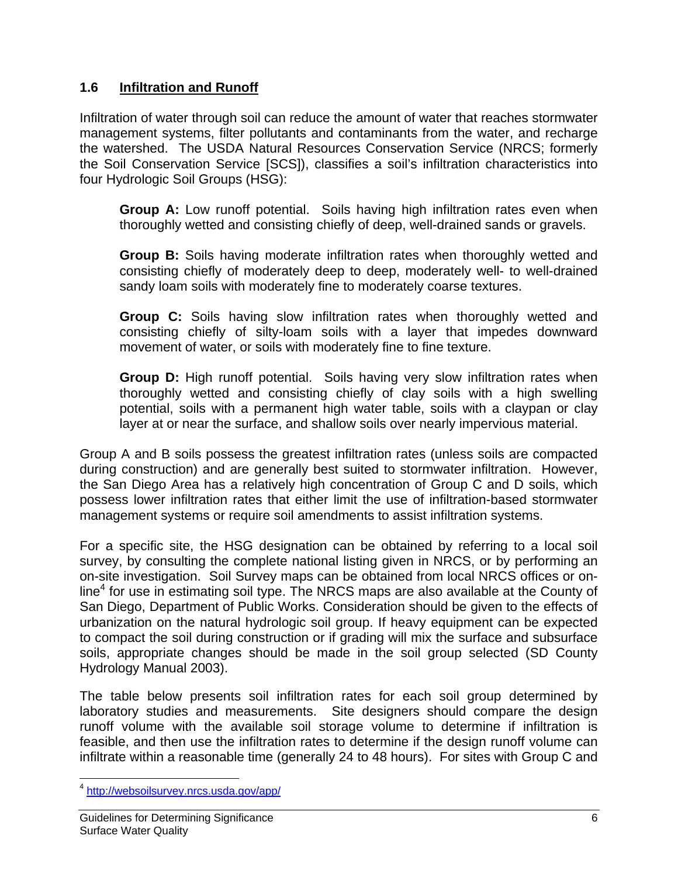## 1.6 Infiltration and Runoff

Infiltration of water through soil can reduce the amount of water that reaches stormwater management systems, filter pollutants and contaminants from the water, and recharge the watershed. The USDA Natural Resources Conservation Service (NRCS; formerly the Soil Conservation Service [SCS]), classifies a soil's infiltration characteristics into four Hydrologic Soil Groups (HSG):

> **Group A:** Low runoff potential. Soils having high infiltration rates even when thoroughly wetted and consisting chiefly of deep, well-drained sands or gravels.
>
> **Group B:** Soils having moderate infiltration rates when thoroughly wetted and consisting chiefly of moderately deep to deep, moderately well- to well-drained sandy loam soils with moderately fine to moderately coarse textures.
>
> **Group C:** Soils having slow infiltration rates when thoroughly wetted and consisting chiefly of silty-loam soils with a layer that impedes downward movement of water, or soils with moderately fine to fine texture.
>
> **Group D:** High runoff potential. Soils having very slow infiltration rates when thoroughly wetted and consisting chiefly of clay soils with a high swelling potential, soils with a permanent high water table, soils with a claypan or clay layer at or near the surface, and shallow soils over nearly impervious material.

Group A and B soils possess the greatest infiltration rates (unless soils are compacted during construction) and are generally best suited to stormwater infiltration. However, the San Diego Area has a relatively high concentration of Group C and D soils, which possess lower infiltration rates that either limit the use of infiltration-based stormwater management systems or require soil amendments to assist infiltration systems.

For a specific site, the HSG designation can be obtained by referring to a local soil survey, by consulting the complete national listing given in NRCS, or by performing an on-site investigation. Soil Survey maps can be obtained from local NRCS offices or on-line[4] for use in estimating soil type. The NRCS maps are also available at the County of San Diego, Department of Public Works. Consideration should be given to the effects of urbanization on the natural hydrologic soil group. If heavy equipment can be expected to compact the soil during construction or if grading will mix the surface and subsurface soils, appropriate changes should be made in the soil group selected (SD County Hydrology Manual 2003).

The table below presents soil infiltration rates for each soil group determined by laboratory studies and measurements. Site designers should compare the design runoff volume with the available soil storage volume to determine if infiltration is feasible, and then use the infiltration rates to determine if the design runoff volume can infiltrate within a reasonable time (generally 24 to 48 hours). For sites with Group C and

[4] http://websoilsurvey.nrcs.usda.gov/app/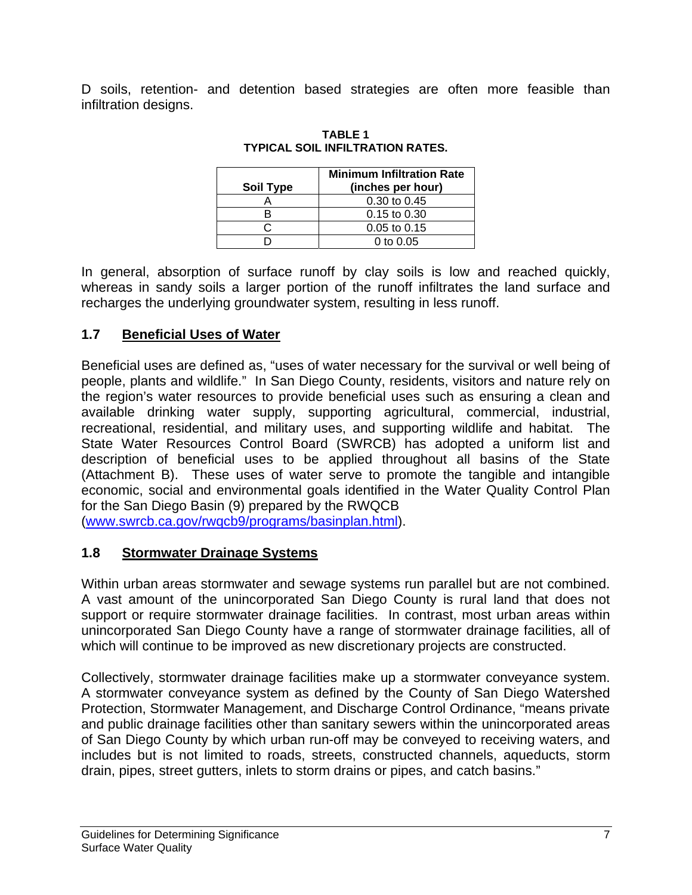D soils, retention- and detention based strategies are often more feasible than infiltration designs.

**TABLE 1**
**TYPICAL SOIL INFILTRATION RATES.**

| Soil Type | Minimum Infiltration Rate (inches per hour) |
|---|---|
| A | 0.30 to 0.45 |
| B | 0.15 to 0.30 |
| C | 0.05 to 0.15 |
| D | 0 to 0.05 |

In general, absorption of surface runoff by clay soils is low and reached quickly, whereas in sandy soils a larger portion of the runoff infiltrates the land surface and recharges the underlying groundwater system, resulting in less runoff.

## 1.7 Beneficial Uses of Water

Beneficial uses are defined as, "uses of water necessary for the survival or well being of people, plants and wildlife." In San Diego County, residents, visitors and nature rely on the region's water resources to provide beneficial uses such as ensuring a clean and available drinking water supply, supporting agricultural, commercial, industrial, recreational, residential, and military uses, and supporting wildlife and habitat. The State Water Resources Control Board (SWRCB) has adopted a uniform list and description of beneficial uses to be applied throughout all basins of the State (Attachment B). These uses of water serve to promote the tangible and intangible economic, social and environmental goals identified in the Water Quality Control Plan for the San Diego Basin (9) prepared by the RWQCB ([www.swrcb.ca.gov/rwqcb9/programs/basinplan.html](www.swrcb.ca.gov/rwqcb9/programs/basinplan.html)).

## 1.8 Stormwater Drainage Systems

Within urban areas stormwater and sewage systems run parallel but are not combined. A vast amount of the unincorporated San Diego County is rural land that does not support or require stormwater drainage facilities. In contrast, most urban areas within unincorporated San Diego County have a range of stormwater drainage facilities, all of which will continue to be improved as new discretionary projects are constructed.

Collectively, stormwater drainage facilities make up a stormwater conveyance system. A stormwater conveyance system as defined by the County of San Diego Watershed Protection, Stormwater Management, and Discharge Control Ordinance, "means private and public drainage facilities other than sanitary sewers within the unincorporated areas of San Diego County by which urban run-off may be conveyed to receiving waters, and includes but is not limited to roads, streets, constructed channels, aqueducts, storm drain, pipes, street gutters, inlets to storm drains or pipes, and catch basins."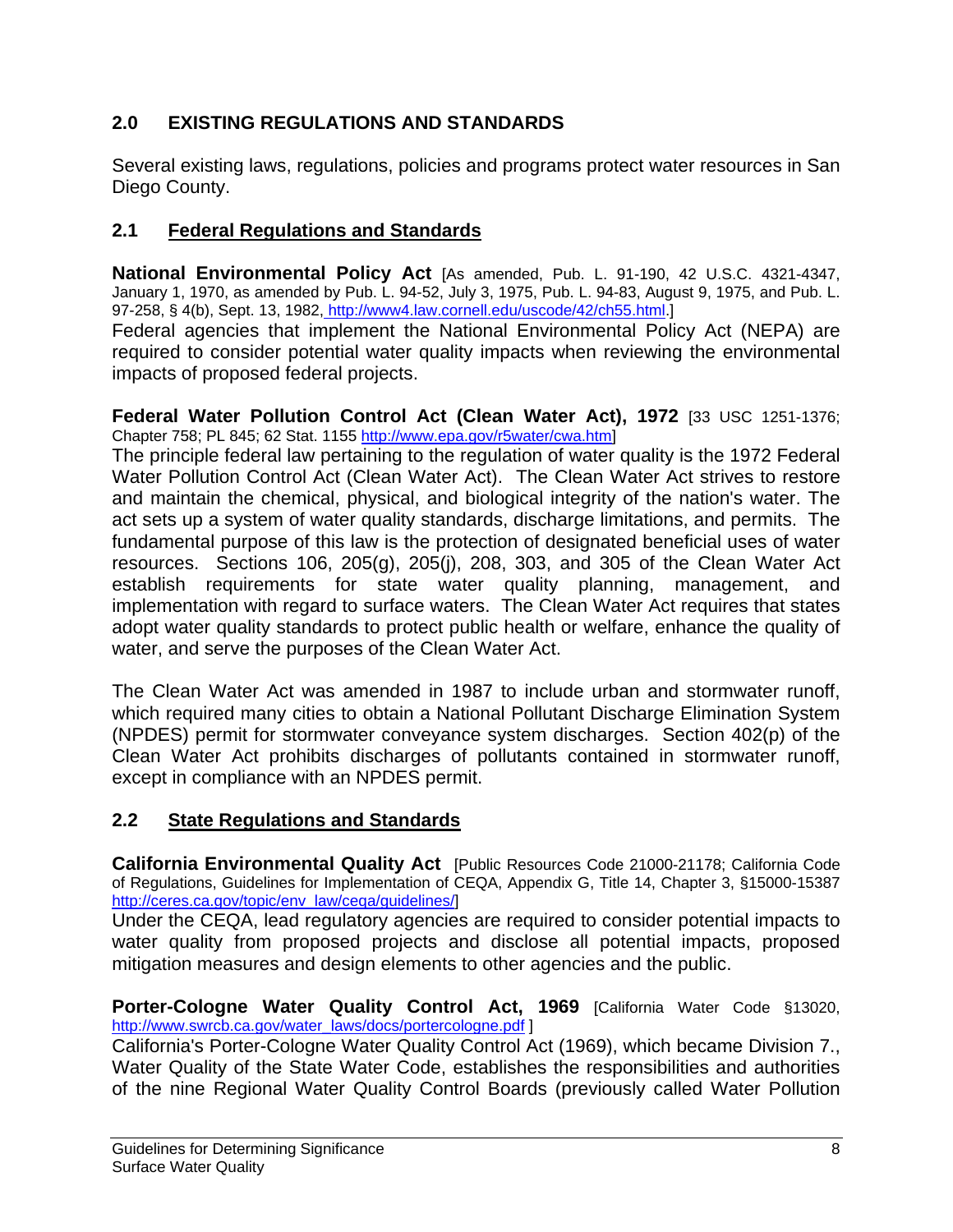## 2.0 EXISTING REGULATIONS AND STANDARDS

Several existing laws, regulations, policies and programs protect water resources in San Diego County.

### 2.1 Federal Regulations and Standards

**National Environmental Policy Act** [As amended, Pub. L. 91-190, 42 U.S.C. 4321-4347, January 1, 1970, as amended by Pub. L. 94-52, July 3, 1975, Pub. L. 94-83, August 9, 1975, and Pub. L. 97-258, § 4(b), Sept. 13, 1982, http://www4.law.cornell.edu/uscode/42/ch55.html.]

Federal agencies that implement the National Environmental Policy Act (NEPA) are required to consider potential water quality impacts when reviewing the environmental impacts of proposed federal projects.

**Federal Water Pollution Control Act (Clean Water Act), 1972** [33 USC 1251-1376; Chapter 758; PL 845; 62 Stat. 1155 http://www.epa.gov/r5water/cwa.htm]

The principle federal law pertaining to the regulation of water quality is the 1972 Federal Water Pollution Control Act (Clean Water Act). The Clean Water Act strives to restore and maintain the chemical, physical, and biological integrity of the nation's water. The act sets up a system of water quality standards, discharge limitations, and permits. The fundamental purpose of this law is the protection of designated beneficial uses of water resources. Sections 106, 205(g), 205(j), 208, 303, and 305 of the Clean Water Act establish requirements for state water quality planning, management, and implementation with regard to surface waters. The Clean Water Act requires that states adopt water quality standards to protect public health or welfare, enhance the quality of water, and serve the purposes of the Clean Water Act.

The Clean Water Act was amended in 1987 to include urban and stormwater runoff, which required many cities to obtain a National Pollutant Discharge Elimination System (NPDES) permit for stormwater conveyance system discharges. Section 402(p) of the Clean Water Act prohibits discharges of pollutants contained in stormwater runoff, except in compliance with an NPDES permit.

### 2.2 State Regulations and Standards

**California Environmental Quality Act** [Public Resources Code 21000-21178; California Code of Regulations, Guidelines for Implementation of CEQA, Appendix G, Title 14, Chapter 3, §15000-15387 http://ceres.ca.gov/topic/env_law/ceqa/guidelines/]

Under the CEQA, lead regulatory agencies are required to consider potential impacts to water quality from proposed projects and disclose all potential impacts, proposed mitigation measures and design elements to other agencies and the public.

**Porter-Cologne Water Quality Control Act, 1969** [California Water Code §13020, http://www.swrcb.ca.gov/water_laws/docs/portercologne.pdf ]

California's Porter-Cologne Water Quality Control Act (1969), which became Division 7., Water Quality of the State Water Code, establishes the responsibilities and authorities of the nine Regional Water Quality Control Boards (previously called Water Pollution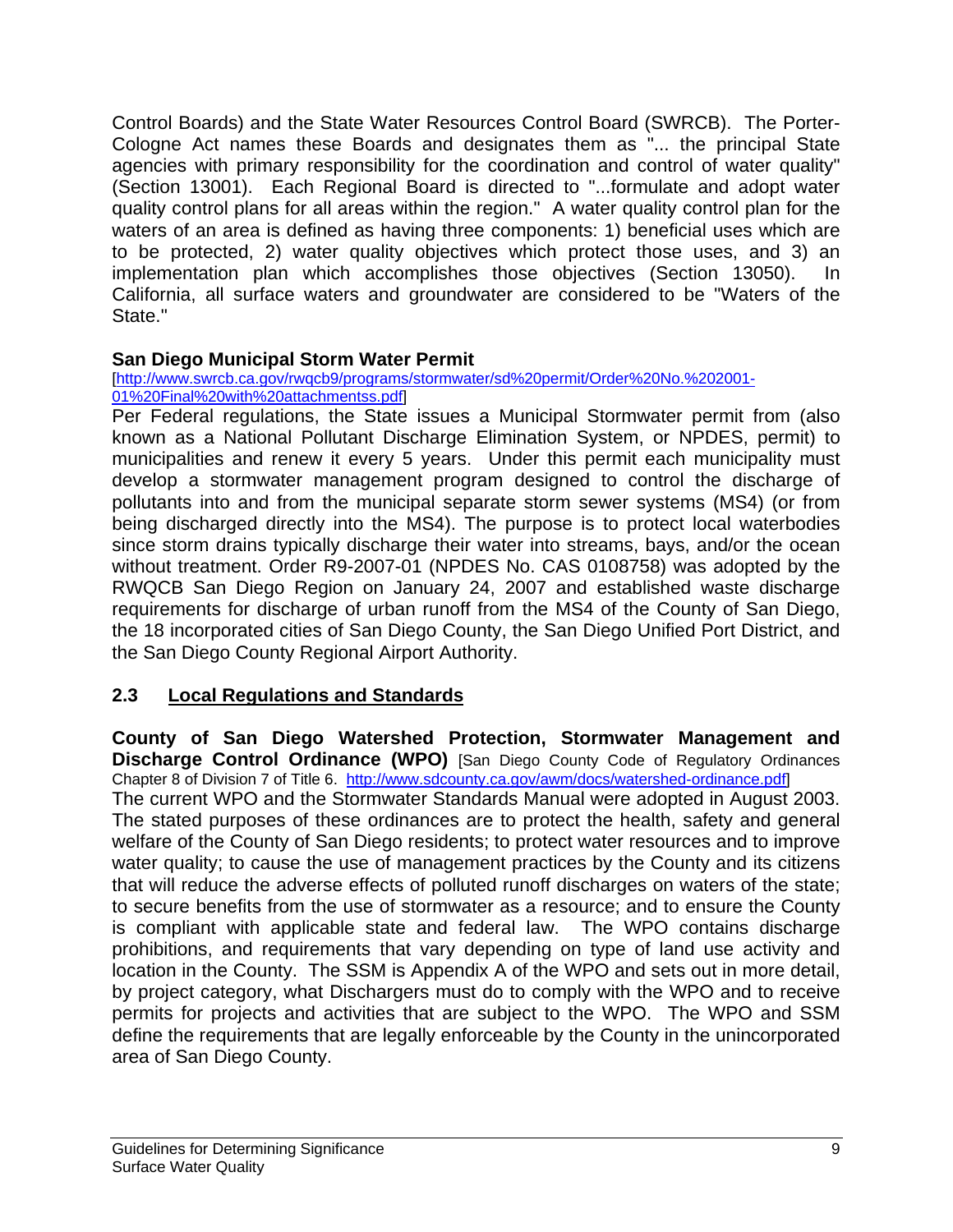Control Boards) and the State Water Resources Control Board (SWRCB). The Porter-Cologne Act names these Boards and designates them as "... the principal State agencies with primary responsibility for the coordination and control of water quality" (Section 13001). Each Regional Board is directed to "...formulate and adopt water quality control plans for all areas within the region." A water quality control plan for the waters of an area is defined as having three components: 1) beneficial uses which are to be protected, 2) water quality objectives which protect those uses, and 3) an implementation plan which accomplishes those objectives (Section 13050). In California, all surface waters and groundwater are considered to be "Waters of the State."

**San Diego Municipal Storm Water Permit**

[http://www.swrcb.ca.gov/rwqcb9/programs/stormwater/sd%20permit/Order%20No.%202001-01%20Final%20with%20attachmentss.pdf]

Per Federal regulations, the State issues a Municipal Stormwater permit from (also known as a National Pollutant Discharge Elimination System, or NPDES, permit) to municipalities and renew it every 5 years. Under this permit each municipality must develop a stormwater management program designed to control the discharge of pollutants into and from the municipal separate storm sewer systems (MS4) (or from being discharged directly into the MS4). The purpose is to protect local waterbodies since storm drains typically discharge their water into streams, bays, and/or the ocean without treatment. Order R9-2007-01 (NPDES No. CAS 0108758) was adopted by the RWQCB San Diego Region on January 24, 2007 and established waste discharge requirements for discharge of urban runoff from the MS4 of the County of San Diego, the 18 incorporated cities of San Diego County, the San Diego Unified Port District, and the San Diego County Regional Airport Authority.

## 2.3 Local Regulations and Standards

**County of San Diego Watershed Protection, Stormwater Management and Discharge Control Ordinance (WPO)** [San Diego County Code of Regulatory Ordinances Chapter 8 of Division 7 of Title 6. http://www.sdcounty.ca.gov/awm/docs/watershed-ordinance.pdf]

The current WPO and the Stormwater Standards Manual were adopted in August 2003. The stated purposes of these ordinances are to protect the health, safety and general welfare of the County of San Diego residents; to protect water resources and to improve water quality; to cause the use of management practices by the County and its citizens that will reduce the adverse effects of polluted runoff discharges on waters of the state; to secure benefits from the use of stormwater as a resource; and to ensure the County is compliant with applicable state and federal law. The WPO contains discharge prohibitions, and requirements that vary depending on type of land use activity and location in the County. The SSM is Appendix A of the WPO and sets out in more detail, by project category, what Dischargers must do to comply with the WPO and to receive permits for projects and activities that are subject to the WPO. The WPO and SSM define the requirements that are legally enforceable by the County in the unincorporated area of San Diego County.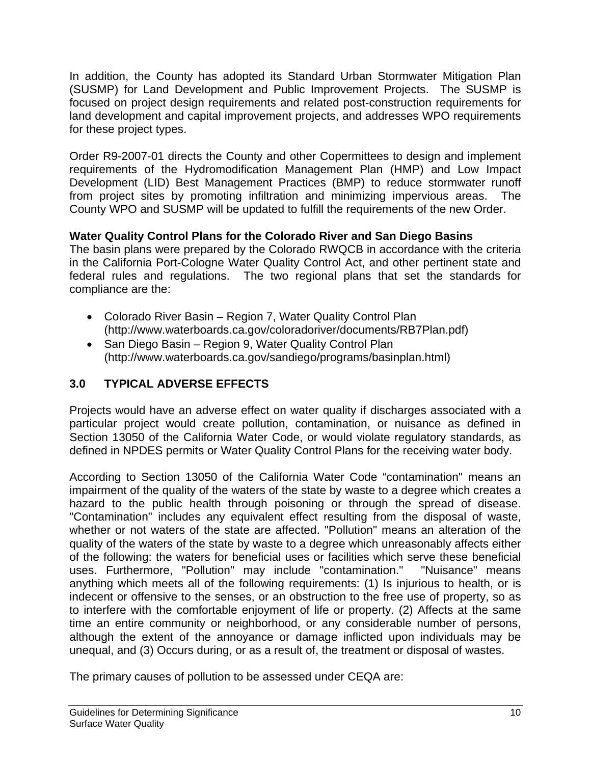In addition, the County has adopted its Standard Urban Stormwater Mitigation Plan (SUSMP) for Land Development and Public Improvement Projects. The SUSMP is focused on project design requirements and related post-construction requirements for land development and capital improvement projects, and addresses WPO requirements for these project types.

Order R9-2007-01 directs the County and other Copermittees to design and implement requirements of the Hydromodification Management Plan (HMP) and Low Impact Development (LID) Best Management Practices (BMP) to reduce stormwater runoff from project sites by promoting infiltration and minimizing impervious areas. The County WPO and SUSMP will be updated to fulfill the requirements of the new Order.

**Water Quality Control Plans for the Colorado River and San Diego Basins**
The basin plans were prepared by the Colorado RWQCB in accordance with the criteria in the California Port-Cologne Water Quality Control Act, and other pertinent state and federal rules and regulations. The two regional plans that set the standards for compliance are the:

- Colorado River Basin – Region 7, Water Quality Control Plan (http://www.waterboards.ca.gov/coloradoriver/documents/RB7Plan.pdf)
- San Diego Basin – Region 9, Water Quality Control Plan (http://www.waterboards.ca.gov/sandiego/programs/basinplan.html)

## 3.0 TYPICAL ADVERSE EFFECTS

Projects would have an adverse effect on water quality if discharges associated with a particular project would create pollution, contamination, or nuisance as defined in Section 13050 of the California Water Code, or would violate regulatory standards, as defined in NPDES permits or Water Quality Control Plans for the receiving water body.

According to Section 13050 of the California Water Code “contamination" means an impairment of the quality of the waters of the state by waste to a degree which creates a hazard to the public health through poisoning or through the spread of disease. "Contamination" includes any equivalent effect resulting from the disposal of waste, whether or not waters of the state are affected. "Pollution" means an alteration of the quality of the waters of the state by waste to a degree which unreasonably affects either of the following: the waters for beneficial uses or facilities which serve these beneficial uses. Furthermore, "Pollution" may include "contamination." "Nuisance" means anything which meets all of the following requirements: (1) Is injurious to health, or is indecent or offensive to the senses, or an obstruction to the free use of property, so as to interfere with the comfortable enjoyment of life or property. (2) Affects at the same time an entire community or neighborhood, or any considerable number of persons, although the extent of the annoyance or damage inflicted upon individuals may be unequal, and (3) Occurs during, or as a result of, the treatment or disposal of wastes.

The primary causes of pollution to be assessed under CEQA are: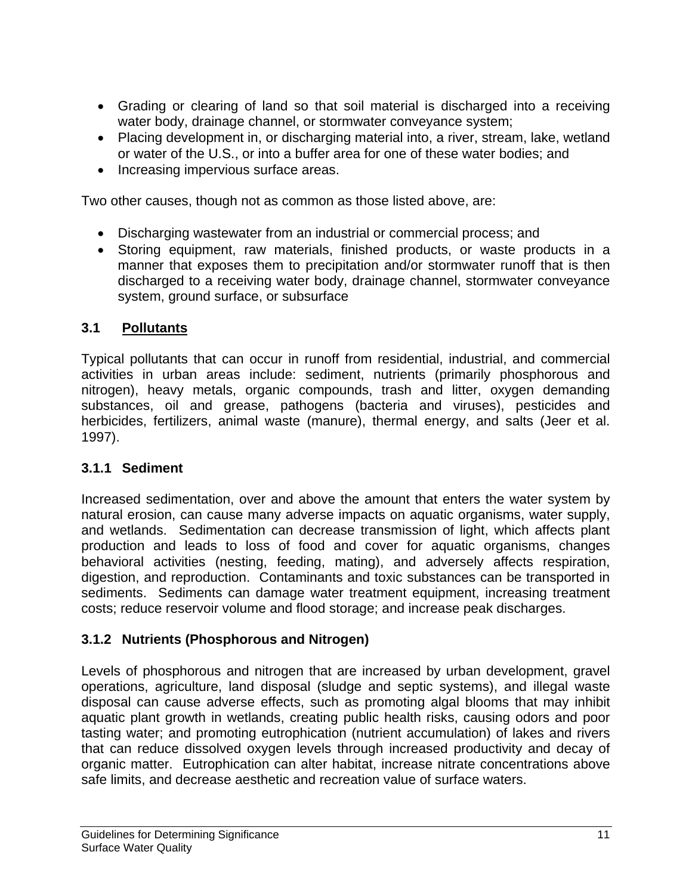- Grading or clearing of land so that soil material is discharged into a receiving water body, drainage channel, or stormwater conveyance system;
- Placing development in, or discharging material into, a river, stream, lake, wetland or water of the U.S., or into a buffer area for one of these water bodies; and
- Increasing impervious surface areas.

Two other causes, though not as common as those listed above, are:

- Discharging wastewater from an industrial or commercial process; and
- Storing equipment, raw materials, finished products, or waste products in a manner that exposes them to precipitation and/or stormwater runoff that is then discharged to a receiving water body, drainage channel, stormwater conveyance system, ground surface, or subsurface

## 3.1 Pollutants

Typical pollutants that can occur in runoff from residential, industrial, and commercial activities in urban areas include: sediment, nutrients (primarily phosphorous and nitrogen), heavy metals, organic compounds, trash and litter, oxygen demanding substances, oil and grease, pathogens (bacteria and viruses), pesticides and herbicides, fertilizers, animal waste (manure), thermal energy, and salts (Jeer et al. 1997).

### 3.1.1 Sediment

Increased sedimentation, over and above the amount that enters the water system by natural erosion, can cause many adverse impacts on aquatic organisms, water supply, and wetlands. Sedimentation can decrease transmission of light, which affects plant production and leads to loss of food and cover for aquatic organisms, changes behavioral activities (nesting, feeding, mating), and adversely affects respiration, digestion, and reproduction. Contaminants and toxic substances can be transported in sediments. Sediments can damage water treatment equipment, increasing treatment costs; reduce reservoir volume and flood storage; and increase peak discharges.

### 3.1.2 Nutrients (Phosphorous and Nitrogen)

Levels of phosphorous and nitrogen that are increased by urban development, gravel operations, agriculture, land disposal (sludge and septic systems), and illegal waste disposal can cause adverse effects, such as promoting algal blooms that may inhibit aquatic plant growth in wetlands, creating public health risks, causing odors and poor tasting water; and promoting eutrophication (nutrient accumulation) of lakes and rivers that can reduce dissolved oxygen levels through increased productivity and decay of organic matter. Eutrophication can alter habitat, increase nitrate concentrations above safe limits, and decrease aesthetic and recreation value of surface waters.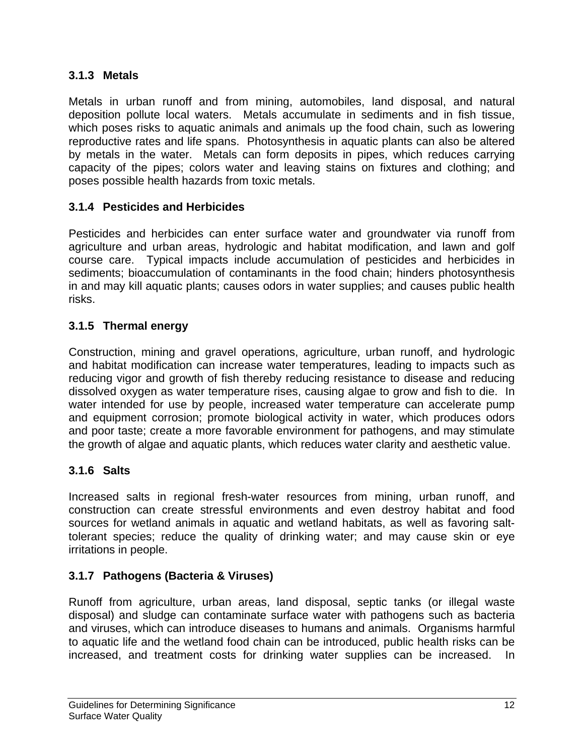### 3.1.3 Metals

Metals in urban runoff and from mining, automobiles, land disposal, and natural deposition pollute local waters. Metals accumulate in sediments and in fish tissue, which poses risks to aquatic animals and animals up the food chain, such as lowering reproductive rates and life spans. Photosynthesis in aquatic plants can also be altered by metals in the water. Metals can form deposits in pipes, which reduces carrying capacity of the pipes; colors water and leaving stains on fixtures and clothing; and poses possible health hazards from toxic metals.

### 3.1.4 Pesticides and Herbicides

Pesticides and herbicides can enter surface water and groundwater via runoff from agriculture and urban areas, hydrologic and habitat modification, and lawn and golf course care. Typical impacts include accumulation of pesticides and herbicides in sediments; bioaccumulation of contaminants in the food chain; hinders photosynthesis in and may kill aquatic plants; causes odors in water supplies; and causes public health risks.

### 3.1.5 Thermal energy

Construction, mining and gravel operations, agriculture, urban runoff, and hydrologic and habitat modification can increase water temperatures, leading to impacts such as reducing vigor and growth of fish thereby reducing resistance to disease and reducing dissolved oxygen as water temperature rises, causing algae to grow and fish to die. In water intended for use by people, increased water temperature can accelerate pump and equipment corrosion; promote biological activity in water, which produces odors and poor taste; create a more favorable environment for pathogens, and may stimulate the growth of algae and aquatic plants, which reduces water clarity and aesthetic value.

### 3.1.6 Salts

Increased salts in regional fresh-water resources from mining, urban runoff, and construction can create stressful environments and even destroy habitat and food sources for wetland animals in aquatic and wetland habitats, as well as favoring salt-tolerant species; reduce the quality of drinking water; and may cause skin or eye irritations in people.

### 3.1.7 Pathogens (Bacteria & Viruses)

Runoff from agriculture, urban areas, land disposal, septic tanks (or illegal waste disposal) and sludge can contaminate surface water with pathogens such as bacteria and viruses, which can introduce diseases to humans and animals. Organisms harmful to aquatic life and the wetland food chain can be introduced, public health risks can be increased, and treatment costs for drinking water supplies can be increased. In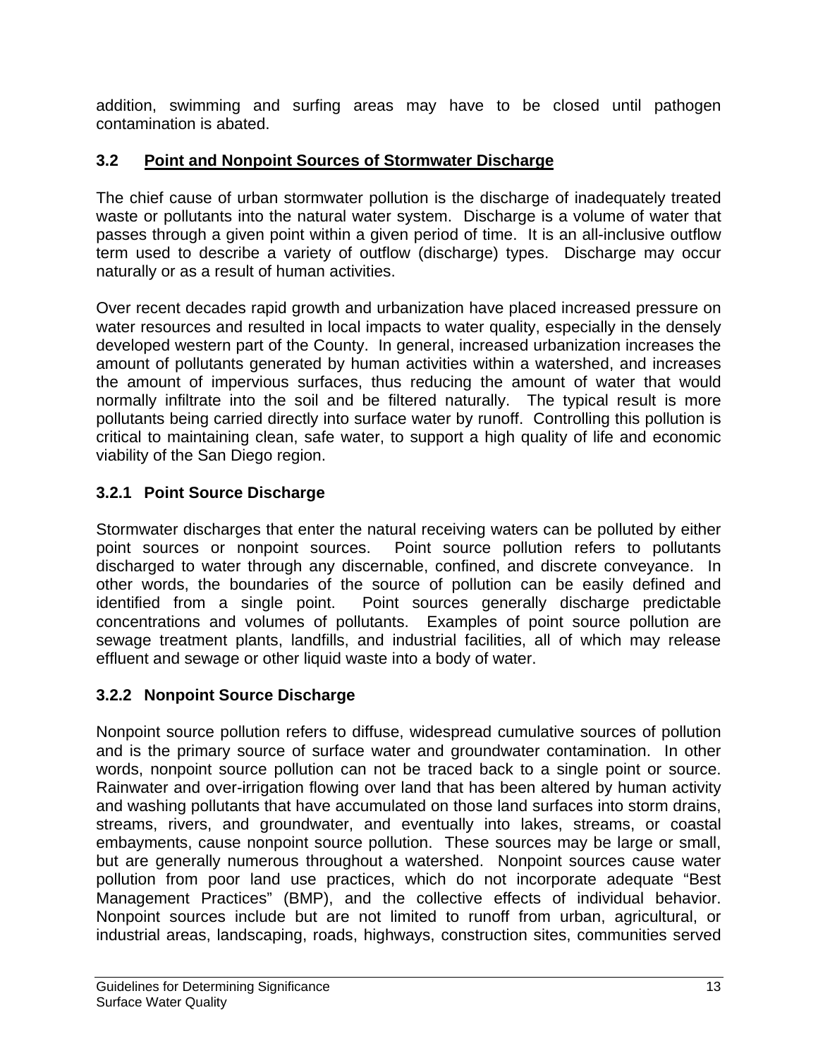addition, swimming and surfing areas may have to be closed until pathogen contamination is abated.

## 3.2 Point and Nonpoint Sources of Stormwater Discharge

The chief cause of urban stormwater pollution is the discharge of inadequately treated waste or pollutants into the natural water system. Discharge is a volume of water that passes through a given point within a given period of time. It is an all-inclusive outflow term used to describe a variety of outflow (discharge) types. Discharge may occur naturally or as a result of human activities.

Over recent decades rapid growth and urbanization have placed increased pressure on water resources and resulted in local impacts to water quality, especially in the densely developed western part of the County. In general, increased urbanization increases the amount of pollutants generated by human activities within a watershed, and increases the amount of impervious surfaces, thus reducing the amount of water that would normally infiltrate into the soil and be filtered naturally. The typical result is more pollutants being carried directly into surface water by runoff. Controlling this pollution is critical to maintaining clean, safe water, to support a high quality of life and economic viability of the San Diego region.

### 3.2.1 Point Source Discharge

Stormwater discharges that enter the natural receiving waters can be polluted by either point sources or nonpoint sources. Point source pollution refers to pollutants discharged to water through any discernable, confined, and discrete conveyance. In other words, the boundaries of the source of pollution can be easily defined and identified from a single point. Point sources generally discharge predictable concentrations and volumes of pollutants. Examples of point source pollution are sewage treatment plants, landfills, and industrial facilities, all of which may release effluent and sewage or other liquid waste into a body of water.

### 3.2.2 Nonpoint Source Discharge

Nonpoint source pollution refers to diffuse, widespread cumulative sources of pollution and is the primary source of surface water and groundwater contamination. In other words, nonpoint source pollution can not be traced back to a single point or source. Rainwater and over-irrigation flowing over land that has been altered by human activity and washing pollutants that have accumulated on those land surfaces into storm drains, streams, rivers, and groundwater, and eventually into lakes, streams, or coastal embayments, cause nonpoint source pollution. These sources may be large or small, but are generally numerous throughout a watershed. Nonpoint sources cause water pollution from poor land use practices, which do not incorporate adequate "Best Management Practices" (BMP), and the collective effects of individual behavior. Nonpoint sources include but are not limited to runoff from urban, agricultural, or industrial areas, landscaping, roads, highways, construction sites, communities served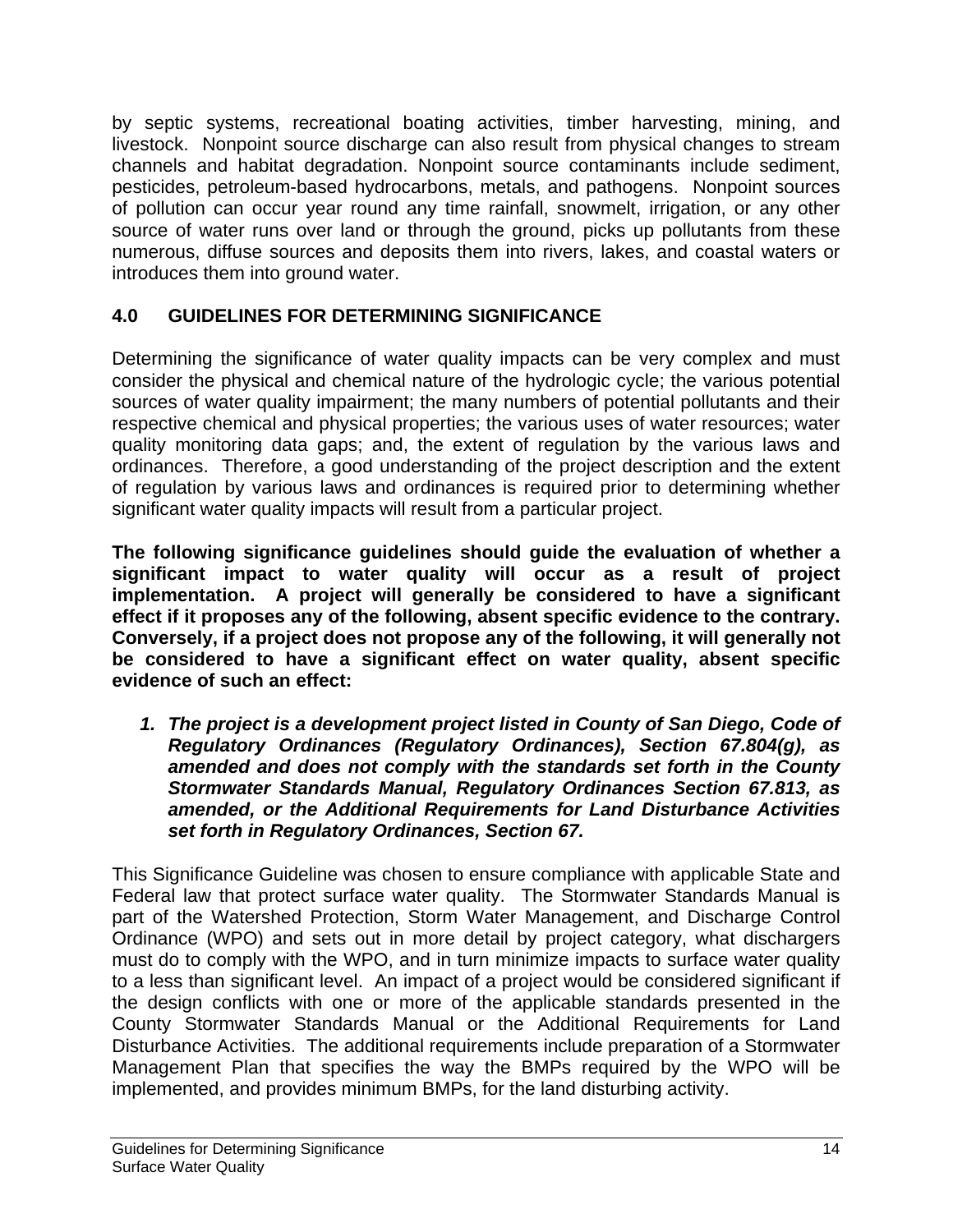by septic systems, recreational boating activities, timber harvesting, mining, and livestock. Nonpoint source discharge can also result from physical changes to stream channels and habitat degradation. Nonpoint source contaminants include sediment, pesticides, petroleum-based hydrocarbons, metals, and pathogens. Nonpoint sources of pollution can occur year round any time rainfall, snowmelt, irrigation, or any other source of water runs over land or through the ground, picks up pollutants from these numerous, diffuse sources and deposits them into rivers, lakes, and coastal waters or introduces them into ground water.

## 4.0 GUIDELINES FOR DETERMINING SIGNIFICANCE

Determining the significance of water quality impacts can be very complex and must consider the physical and chemical nature of the hydrologic cycle; the various potential sources of water quality impairment; the many numbers of potential pollutants and their respective chemical and physical properties; the various uses of water resources; water quality monitoring data gaps; and, the extent of regulation by the various laws and ordinances. Therefore, a good understanding of the project description and the extent of regulation by various laws and ordinances is required prior to determining whether significant water quality impacts will result from a particular project.

**The following significance guidelines should guide the evaluation of whether a significant impact to water quality will occur as a result of project implementation. A project will generally be considered to have a significant effect if it proposes any of the following, absent specific evidence to the contrary. Conversely, if a project does not propose any of the following, it will generally not be considered to have a significant effect on water quality, absent specific evidence of such an effect:**

1. ***The project is a development project listed in County of San Diego, Code of Regulatory Ordinances (Regulatory Ordinances), Section 67.804(g), as amended and does not comply with the standards set forth in the County Stormwater Standards Manual, Regulatory Ordinances Section 67.813, as amended, or the Additional Requirements for Land Disturbance Activities set forth in Regulatory Ordinances, Section 67.***

This Significance Guideline was chosen to ensure compliance with applicable State and Federal law that protect surface water quality. The Stormwater Standards Manual is part of the Watershed Protection, Storm Water Management, and Discharge Control Ordinance (WPO) and sets out in more detail by project category, what dischargers must do to comply with the WPO, and in turn minimize impacts to surface water quality to a less than significant level. An impact of a project would be considered significant if the design conflicts with one or more of the applicable standards presented in the County Stormwater Standards Manual or the Additional Requirements for Land Disturbance Activities. The additional requirements include preparation of a Stormwater Management Plan that specifies the way the BMPs required by the WPO will be implemented, and provides minimum BMPs, for the land disturbing activity.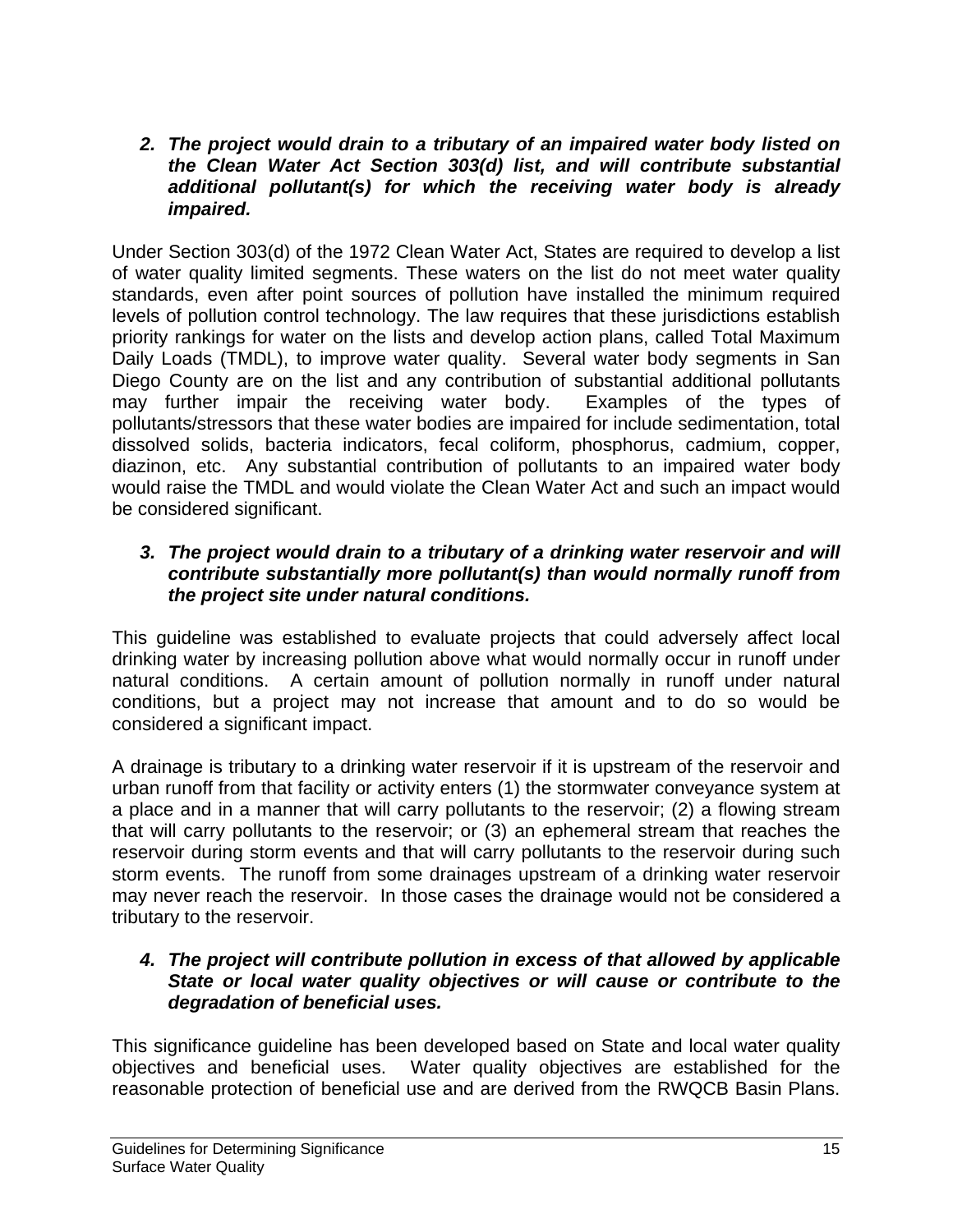2. ***The project would drain to a tributary of an impaired water body listed on the Clean Water Act Section 303(d) list, and will contribute substantial additional pollutant(s) for which the receiving water body is already impaired.***

Under Section 303(d) of the 1972 Clean Water Act, States are required to develop a list of water quality limited segments. These waters on the list do not meet water quality standards, even after point sources of pollution have installed the minimum required levels of pollution control technology. The law requires that these jurisdictions establish priority rankings for water on the lists and develop action plans, called Total Maximum Daily Loads (TMDL), to improve water quality. Several water body segments in San Diego County are on the list and any contribution of substantial additional pollutants may further impair the receiving water body. Examples of the types of pollutants/stressors that these water bodies are impaired for include sedimentation, total dissolved solids, bacteria indicators, fecal coliform, phosphorus, cadmium, copper, diazinon, etc. Any substantial contribution of pollutants to an impaired water body would raise the TMDL and would violate the Clean Water Act and such an impact would be considered significant.

3. ***The project would drain to a tributary of a drinking water reservoir and will contribute substantially more pollutant(s) than would normally runoff from the project site under natural conditions.***

This guideline was established to evaluate projects that could adversely affect local drinking water by increasing pollution above what would normally occur in runoff under natural conditions. A certain amount of pollution normally in runoff under natural conditions, but a project may not increase that amount and to do so would be considered a significant impact.

A drainage is tributary to a drinking water reservoir if it is upstream of the reservoir and urban runoff from that facility or activity enters (1) the stormwater conveyance system at a place and in a manner that will carry pollutants to the reservoir; (2) a flowing stream that will carry pollutants to the reservoir; or (3) an ephemeral stream that reaches the reservoir during storm events and that will carry pollutants to the reservoir during such storm events. The runoff from some drainages upstream of a drinking water reservoir may never reach the reservoir. In those cases the drainage would not be considered a tributary to the reservoir.

4. ***The project will contribute pollution in excess of that allowed by applicable State or local water quality objectives or will cause or contribute to the degradation of beneficial uses.***

This significance guideline has been developed based on State and local water quality objectives and beneficial uses. Water quality objectives are established for the reasonable protection of beneficial use and are derived from the RWQCB Basin Plans.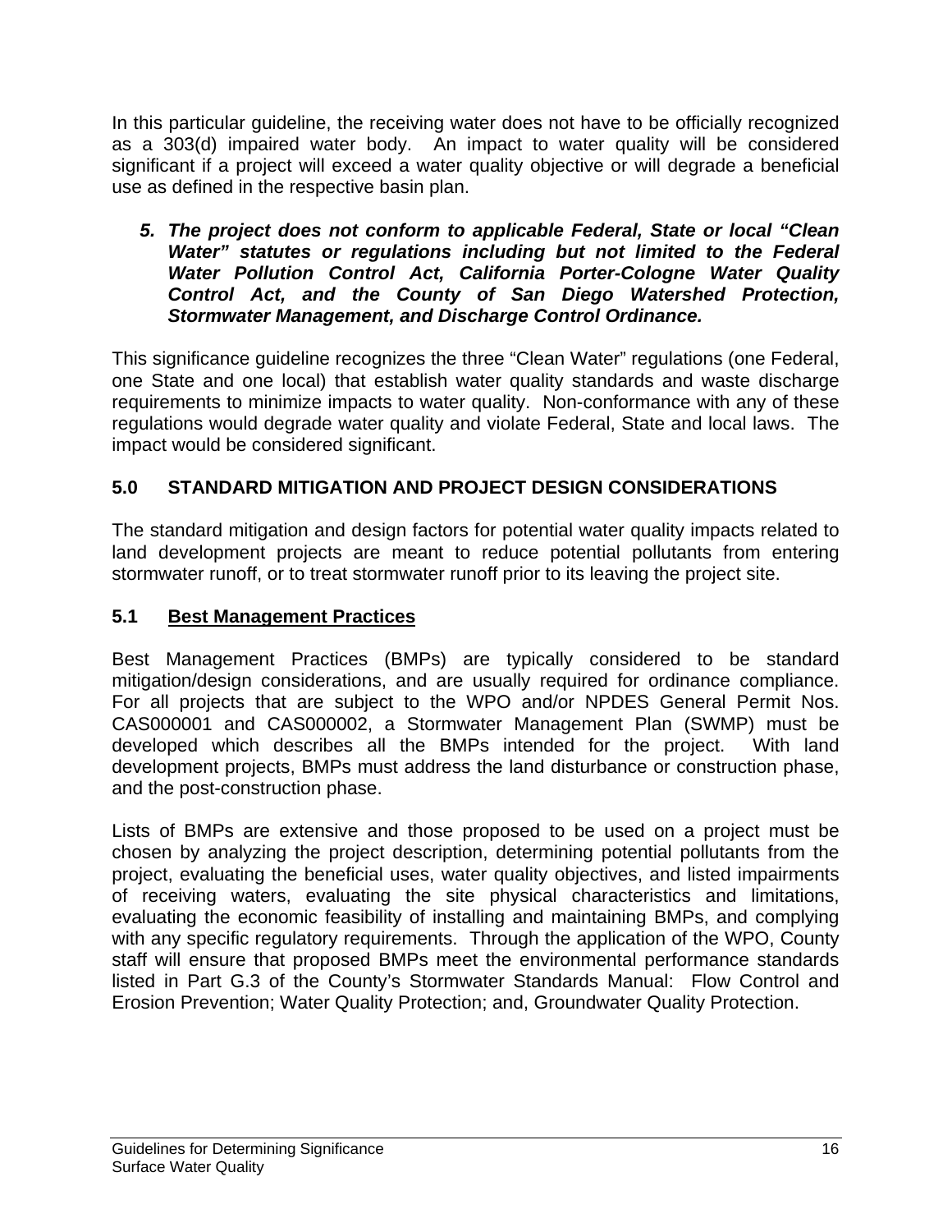In this particular guideline, the receiving water does not have to be officially recognized as a 303(d) impaired water body. An impact to water quality will be considered significant if a project will exceed a water quality objective or will degrade a beneficial use as defined in the respective basin plan.

5. ***The project does not conform to applicable Federal, State or local "Clean Water" statutes or regulations including but not limited to the Federal Water Pollution Control Act, California Porter-Cologne Water Quality Control Act, and the County of San Diego Watershed Protection, Stormwater Management, and Discharge Control Ordinance.***

This significance guideline recognizes the three "Clean Water" regulations (one Federal, one State and one local) that establish water quality standards and waste discharge requirements to minimize impacts to water quality. Non-conformance with any of these regulations would degrade water quality and violate Federal, State and local laws. The impact would be considered significant.

## 5.0 STANDARD MITIGATION AND PROJECT DESIGN CONSIDERATIONS

The standard mitigation and design factors for potential water quality impacts related to land development projects are meant to reduce potential pollutants from entering stormwater runoff, or to treat stormwater runoff prior to its leaving the project site.

### 5.1 Best Management Practices

Best Management Practices (BMPs) are typically considered to be standard mitigation/design considerations, and are usually required for ordinance compliance. For all projects that are subject to the WPO and/or NPDES General Permit Nos. CAS000001 and CAS000002, a Stormwater Management Plan (SWMP) must be developed which describes all the BMPs intended for the project. With land development projects, BMPs must address the land disturbance or construction phase, and the post-construction phase.

Lists of BMPs are extensive and those proposed to be used on a project must be chosen by analyzing the project description, determining potential pollutants from the project, evaluating the beneficial uses, water quality objectives, and listed impairments of receiving waters, evaluating the site physical characteristics and limitations, evaluating the economic feasibility of installing and maintaining BMPs, and complying with any specific regulatory requirements. Through the application of the WPO, County staff will ensure that proposed BMPs meet the environmental performance standards listed in Part G.3 of the County's Stormwater Standards Manual: Flow Control and Erosion Prevention; Water Quality Protection; and, Groundwater Quality Protection.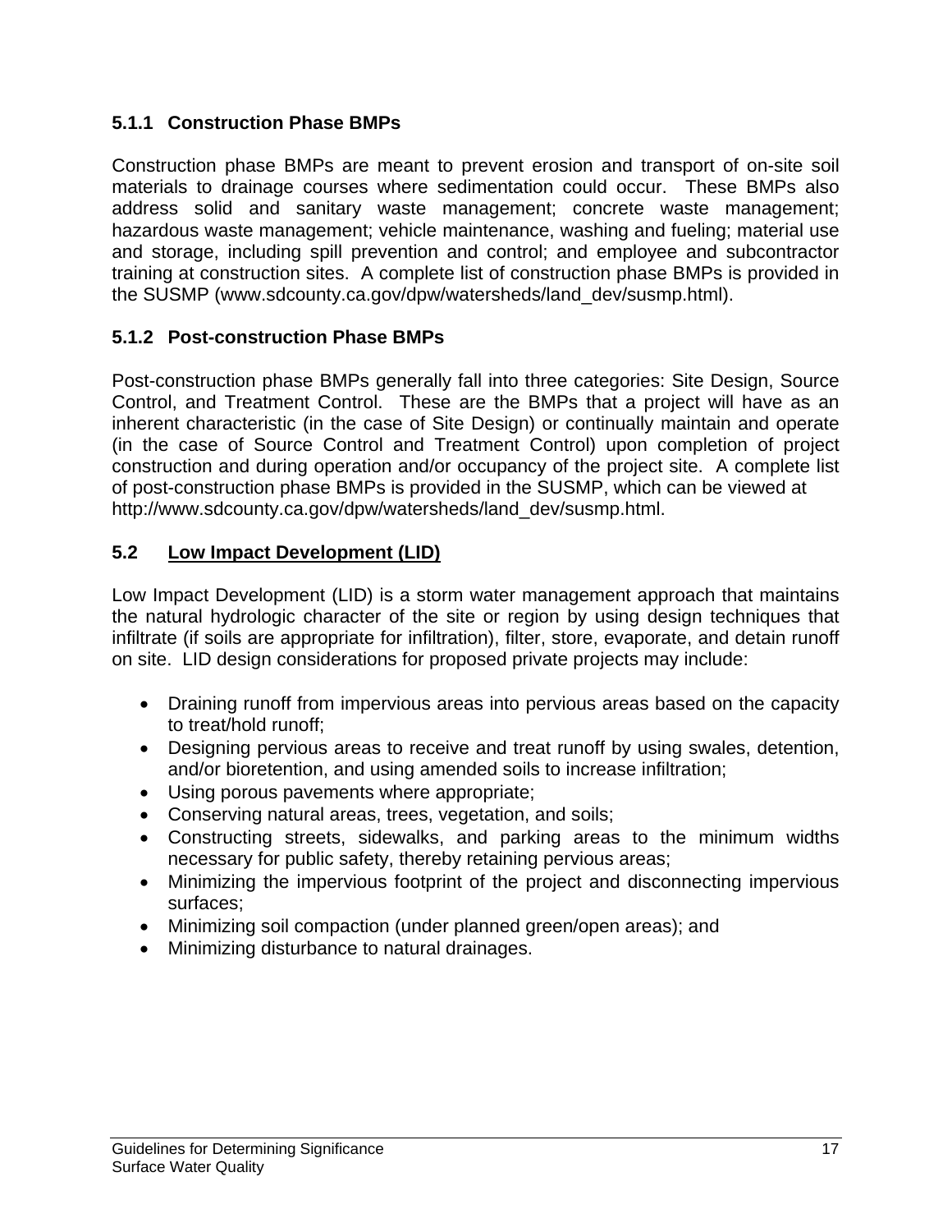### 5.1.1 Construction Phase BMPs

Construction phase BMPs are meant to prevent erosion and transport of on-site soil materials to drainage courses where sedimentation could occur. These BMPs also address solid and sanitary waste management; concrete waste management; hazardous waste management; vehicle maintenance, washing and fueling; material use and storage, including spill prevention and control; and employee and subcontractor training at construction sites. A complete list of construction phase BMPs is provided in the SUSMP (www.sdcounty.ca.gov/dpw/watersheds/land_dev/susmp.html).

### 5.1.2 Post-construction Phase BMPs

Post-construction phase BMPs generally fall into three categories: Site Design, Source Control, and Treatment Control. These are the BMPs that a project will have as an inherent characteristic (in the case of Site Design) or continually maintain and operate (in the case of Source Control and Treatment Control) upon completion of project construction and during operation and/or occupancy of the project site. A complete list of post-construction phase BMPs is provided in the SUSMP, which can be viewed at http://www.sdcounty.ca.gov/dpw/watersheds/land_dev/susmp.html.

## 5.2 Low Impact Development (LID)

Low Impact Development (LID) is a storm water management approach that maintains the natural hydrologic character of the site or region by using design techniques that infiltrate (if soils are appropriate for infiltration), filter, store, evaporate, and detain runoff on site. LID design considerations for proposed private projects may include:

- Draining runoff from impervious areas into pervious areas based on the capacity to treat/hold runoff;
- Designing pervious areas to receive and treat runoff by using swales, detention, and/or bioretention, and using amended soils to increase infiltration;
- Using porous pavements where appropriate;
- Conserving natural areas, trees, vegetation, and soils;
- Constructing streets, sidewalks, and parking areas to the minimum widths necessary for public safety, thereby retaining pervious areas;
- Minimizing the impervious footprint of the project and disconnecting impervious surfaces;
- Minimizing soil compaction (under planned green/open areas); and
- Minimizing disturbance to natural drainages.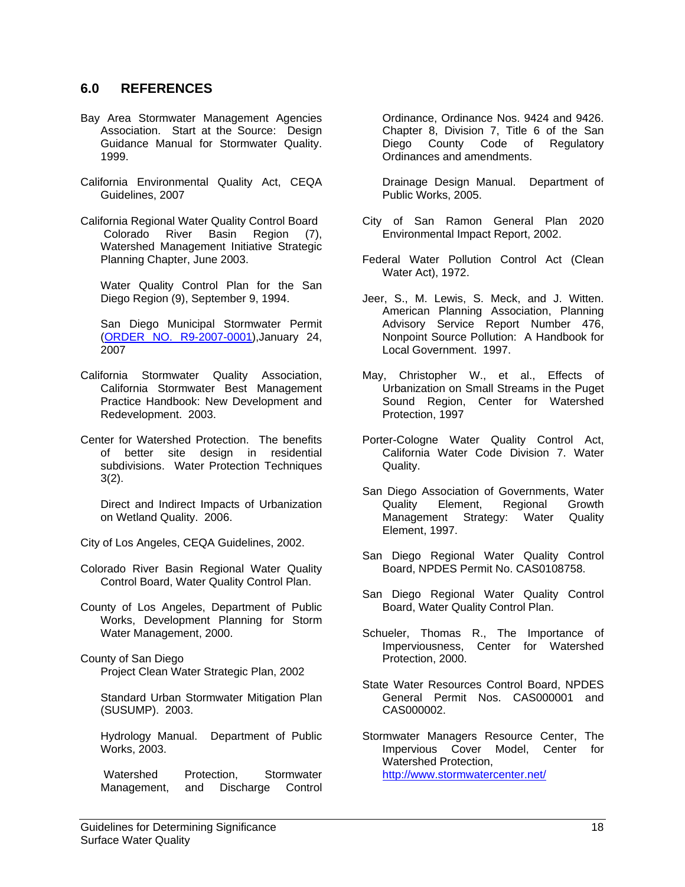## 6.0 REFERENCES

Bay Area Stormwater Management Agencies Association. Start at the Source: Design Guidance Manual for Stormwater Quality. 1999.

California Environmental Quality Act, CEQA Guidelines, 2007

California Regional Water Quality Control Board Colorado River Basin Region (7), Watershed Management Initiative Strategic Planning Chapter, June 2003.

Water Quality Control Plan for the San Diego Region (9), September 9, 1994.

San Diego Municipal Stormwater Permit (ORDER NO. R9-2007-0001),January 24, 2007

California Stormwater Quality Association, California Stormwater Best Management Practice Handbook: New Development and Redevelopment. 2003.

Center for Watershed Protection. The benefits of better site design in residential subdivisions. Water Protection Techniques 3(2).

Direct and Indirect Impacts of Urbanization on Wetland Quality. 2006.

City of Los Angeles, CEQA Guidelines, 2002.

Colorado River Basin Regional Water Quality Control Board, Water Quality Control Plan.

County of Los Angeles, Department of Public Works, Development Planning for Storm Water Management, 2000.

County of San Diego
Project Clean Water Strategic Plan, 2002

Standard Urban Stormwater Mitigation Plan (SUSUMP). 2003.

Hydrology Manual. Department of Public Works, 2003.

Watershed Protection, Stormwater Management, and Discharge Control Ordinance, Ordinance Nos. 9424 and 9426. Chapter 8, Division 7, Title 6 of the San Diego County Code of Regulatory Ordinances and amendments.

Drainage Design Manual. Department of Public Works, 2005.

City of San Ramon General Plan 2020 Environmental Impact Report, 2002.

Federal Water Pollution Control Act (Clean Water Act), 1972.

Jeer, S., M. Lewis, S. Meck, and J. Witten. American Planning Association, Planning Advisory Service Report Number 476, Nonpoint Source Pollution: A Handbook for Local Government. 1997.

May, Christopher W., et al., Effects of Urbanization on Small Streams in the Puget Sound Region, Center for Watershed Protection, 1997

Porter-Cologne Water Quality Control Act, California Water Code Division 7. Water Quality.

San Diego Association of Governments, Water Quality Element, Regional Growth Management Strategy: Water Quality Element, 1997.

San Diego Regional Water Quality Control Board, NPDES Permit No. CAS0108758.

San Diego Regional Water Quality Control Board, Water Quality Control Plan.

Schueler, Thomas R., The Importance of Imperviousness, Center for Watershed Protection, 2000.

State Water Resources Control Board, NPDES General Permit Nos. CAS000001 and CAS000002.

Stormwater Managers Resource Center, The Impervious Cover Model, Center for Watershed Protection, http://www.stormwatercenter.net/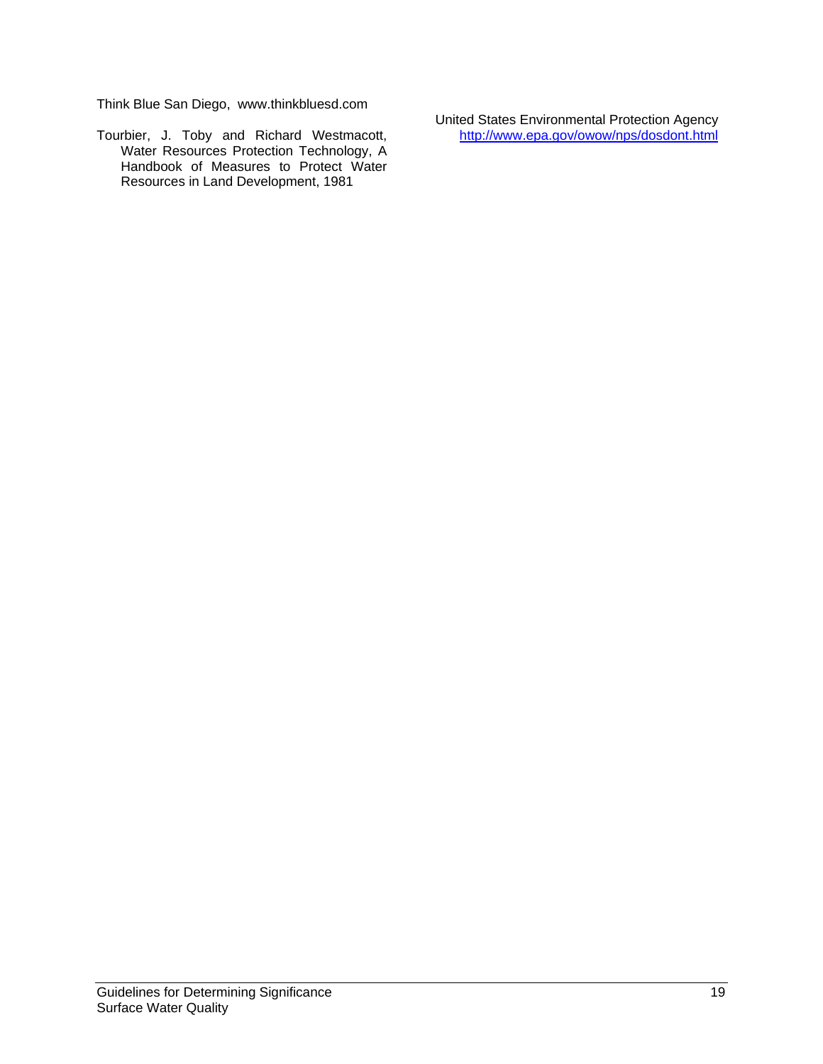Think Blue San Diego, www.thinkbluesd.com

Tourbier, J. Toby and Richard Westmacott, Water Resources Protection Technology, A Handbook of Measures to Protect Water Resources in Land Development, 1981

United States Environmental Protection Agency http://www.epa.gov/owow/nps/dosdont.html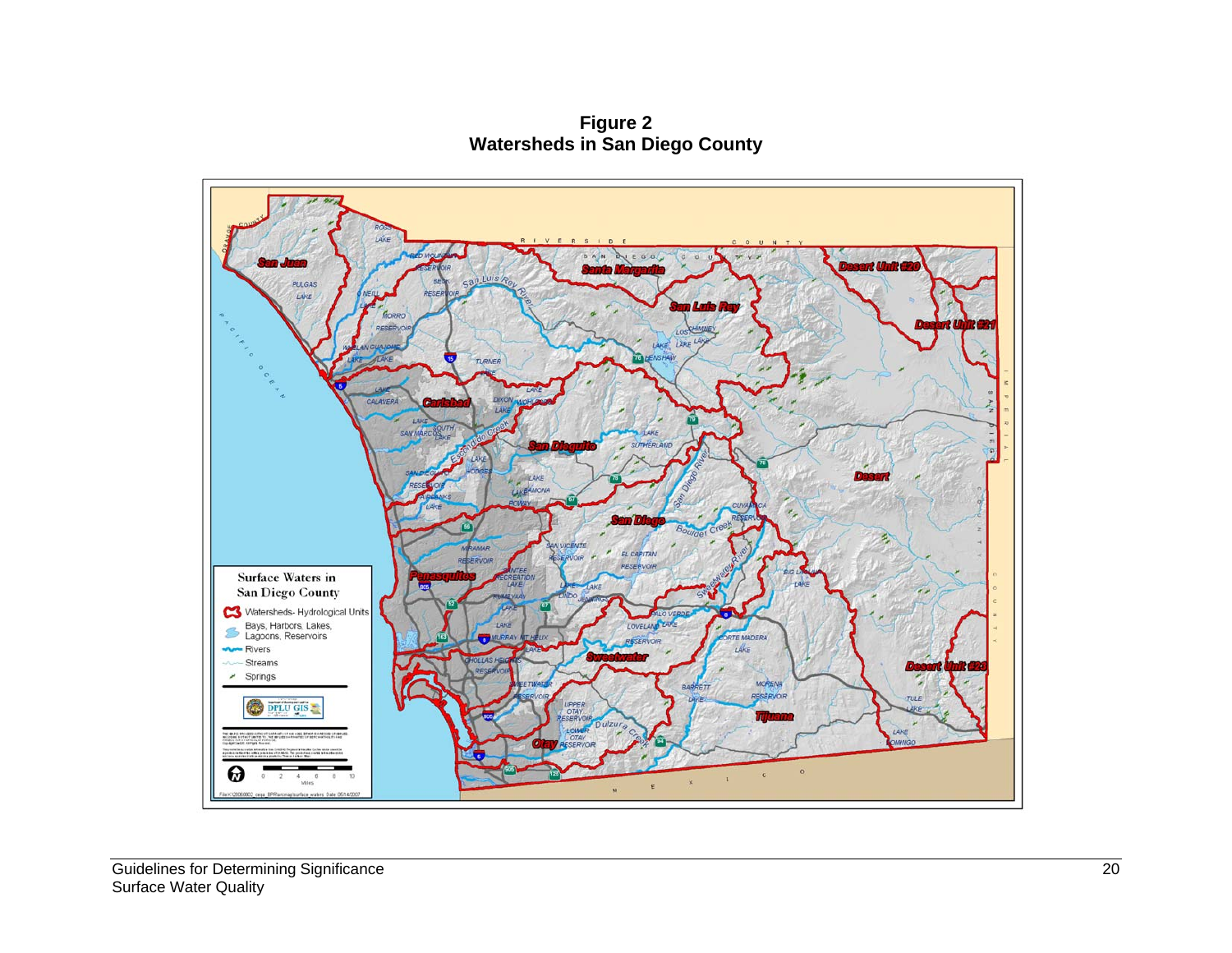**Figure 2**
**Watersheds in San Diego County**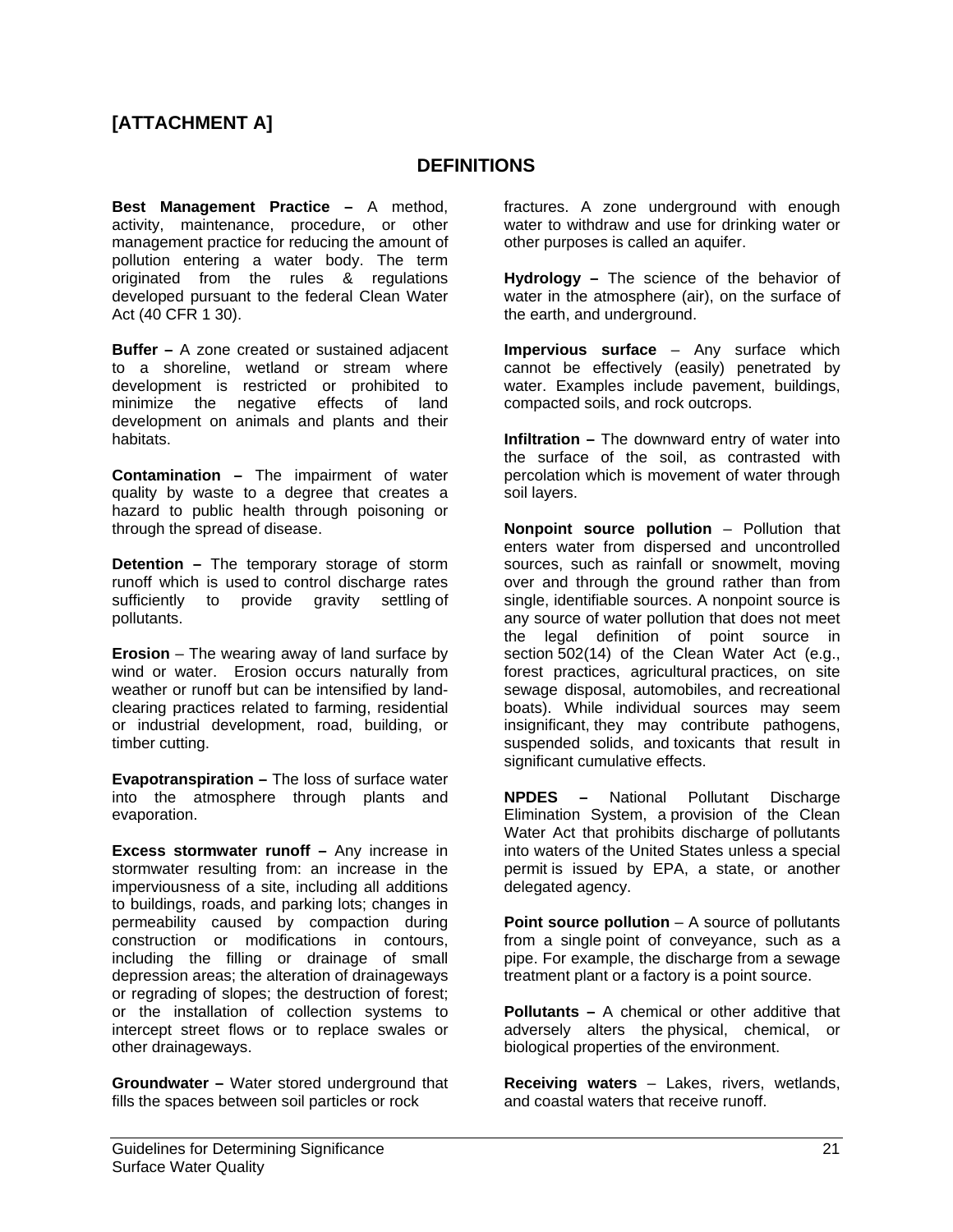# [ATTACHMENT A]

## DEFINITIONS

**Best Management Practice –** A method, activity, maintenance, procedure, or other management practice for reducing the amount of pollution entering a water body. The term originated from the rules & regulations developed pursuant to the federal Clean Water Act (40 CFR 1 30).

**Buffer –** A zone created or sustained adjacent to a shoreline, wetland or stream where development is restricted or prohibited to minimize the negative effects of land development on animals and plants and their habitats.

**Contamination –** The impairment of water quality by waste to a degree that creates a hazard to public health through poisoning or through the spread of disease.

**Detention –** The temporary storage of storm runoff which is used to control discharge rates sufficiently to provide gravity settling of pollutants.

**Erosion** – The wearing away of land surface by wind or water. Erosion occurs naturally from weather or runoff but can be intensified by land-clearing practices related to farming, residential or industrial development, road, building, or timber cutting.

**Evapotranspiration –** The loss of surface water into the atmosphere through plants and evaporation.

**Excess stormwater runoff –** Any increase in stormwater resulting from: an increase in the imperviousness of a site, including all additions to buildings, roads, and parking lots; changes in permeability caused by compaction during construction or modifications in contours, including the filling or drainage of small depression areas; the alteration of drainageways or regrading of slopes; the destruction of forest; or the installation of collection systems to intercept street flows or to replace swales or other drainageways.

**Groundwater –** Water stored underground that fills the spaces between soil particles or rock fractures. A zone underground with enough water to withdraw and use for drinking water or other purposes is called an aquifer.

**Hydrology –** The science of the behavior of water in the atmosphere (air), on the surface of the earth, and underground.

**Impervious surface** – Any surface which cannot be effectively (easily) penetrated by water. Examples include pavement, buildings, compacted soils, and rock outcrops.

**Infiltration –** The downward entry of water into the surface of the soil, as contrasted with percolation which is movement of water through soil layers.

**Nonpoint source pollution** – Pollution that enters water from dispersed and uncontrolled sources, such as rainfall or snowmelt, moving over and through the ground rather than from single, identifiable sources. A nonpoint source is any source of water pollution that does not meet the legal definition of point source in section 502(14) of the Clean Water Act (e.g., forest practices, agricultural practices, on site sewage disposal, automobiles, and recreational boats). While individual sources may seem insignificant, they may contribute pathogens, suspended solids, and toxicants that result in significant cumulative effects.

**NPDES –** National Pollutant Discharge Elimination System, a provision of the Clean Water Act that prohibits discharge of pollutants into waters of the United States unless a special permit is issued by EPA, a state, or another delegated agency.

**Point source pollution** – A source of pollutants from a single point of conveyance, such as a pipe. For example, the discharge from a sewage treatment plant or a factory is a point source.

**Pollutants –** A chemical or other additive that adversely alters the physical, chemical, or biological properties of the environment.

**Receiving waters** – Lakes, rivers, wetlands, and coastal waters that receive runoff.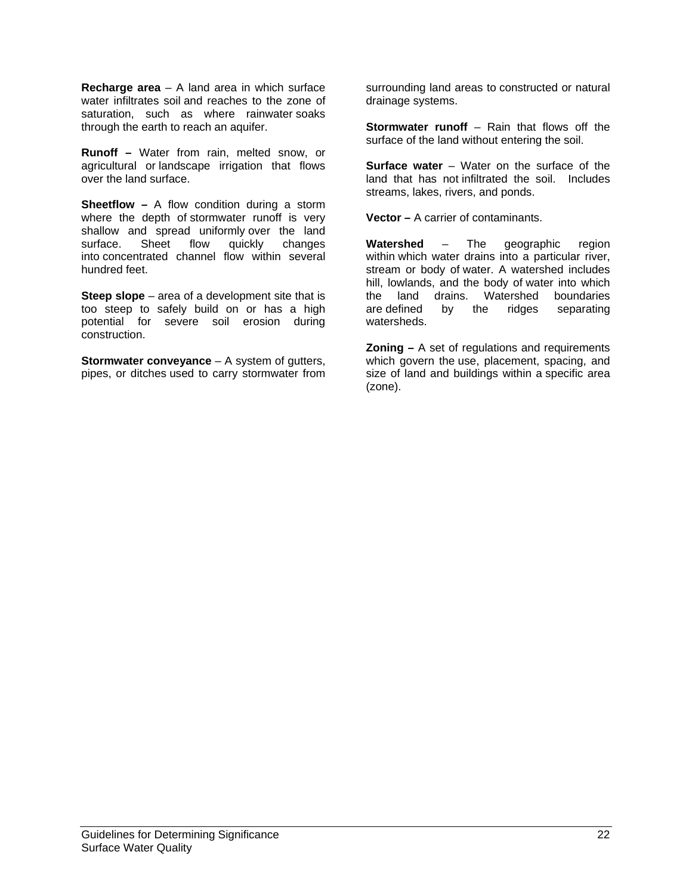**Recharge area** – A land area in which surface water infiltrates soil and reaches to the zone of saturation, such as where rainwater soaks through the earth to reach an aquifer.

**Runoff –** Water from rain, melted snow, or agricultural or landscape irrigation that flows over the land surface.

**Sheetflow –** A flow condition during a storm where the depth of stormwater runoff is very shallow and spread uniformly over the land surface. Sheet flow quickly changes into concentrated channel flow within several hundred feet.

**Steep slope** – area of a development site that is too steep to safely build on or has a high potential for severe soil erosion during construction.

**Stormwater conveyance** – A system of gutters, pipes, or ditches used to carry stormwater from surrounding land areas to constructed or natural drainage systems.

**Stormwater runoff** – Rain that flows off the surface of the land without entering the soil.

**Surface water** – Water on the surface of the land that has not infiltrated the soil. Includes streams, lakes, rivers, and ponds.

**Vector –** A carrier of contaminants.

**Watershed** – The geographic region within which water drains into a particular river, stream or body of water. A watershed includes hill, lowlands, and the body of water into which the land drains. Watershed boundaries are defined by the ridges separating watersheds.

**Zoning –** A set of regulations and requirements which govern the use, placement, spacing, and size of land and buildings within a specific area (zone).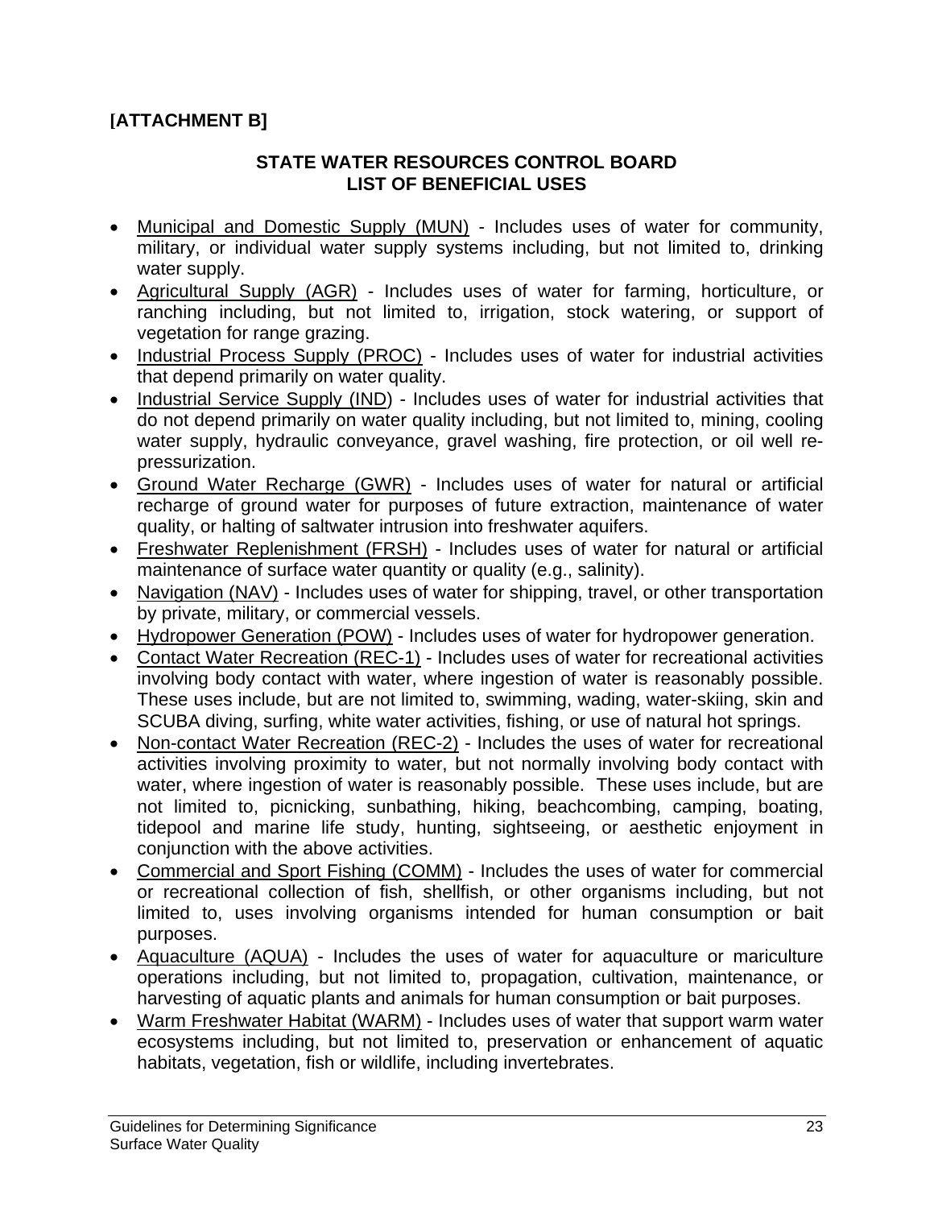**[ATTACHMENT B]**

## STATE WATER RESOURCES CONTROL BOARD
## LIST OF BENEFICIAL USES

- Municipal and Domestic Supply (MUN) - Includes uses of water for community, military, or individual water supply systems including, but not limited to, drinking water supply.
- Agricultural Supply (AGR) - Includes uses of water for farming, horticulture, or ranching including, but not limited to, irrigation, stock watering, or support of vegetation for range grazing.
- Industrial Process Supply (PROC) - Includes uses of water for industrial activities that depend primarily on water quality.
- Industrial Service Supply (IND) - Includes uses of water for industrial activities that do not depend primarily on water quality including, but not limited to, mining, cooling water supply, hydraulic conveyance, gravel washing, fire protection, or oil well re-pressurization.
- Ground Water Recharge (GWR) - Includes uses of water for natural or artificial recharge of ground water for purposes of future extraction, maintenance of water quality, or halting of saltwater intrusion into freshwater aquifers.
- Freshwater Replenishment (FRSH) - Includes uses of water for natural or artificial maintenance of surface water quantity or quality (e.g., salinity).
- Navigation (NAV) - Includes uses of water for shipping, travel, or other transportation by private, military, or commercial vessels.
- Hydropower Generation (POW) - Includes uses of water for hydropower generation.
- Contact Water Recreation (REC-1) - Includes uses of water for recreational activities involving body contact with water, where ingestion of water is reasonably possible. These uses include, but are not limited to, swimming, wading, water-skiing, skin and SCUBA diving, surfing, white water activities, fishing, or use of natural hot springs.
- Non-contact Water Recreation (REC-2) - Includes the uses of water for recreational activities involving proximity to water, but not normally involving body contact with water, where ingestion of water is reasonably possible. These uses include, but are not limited to, picnicking, sunbathing, hiking, beachcombing, camping, boating, tidepool and marine life study, hunting, sightseeing, or aesthetic enjoyment in conjunction with the above activities.
- Commercial and Sport Fishing (COMM) - Includes the uses of water for commercial or recreational collection of fish, shellfish, or other organisms including, but not limited to, uses involving organisms intended for human consumption or bait purposes.
- Aquaculture (AQUA) - Includes the uses of water for aquaculture or mariculture operations including, but not limited to, propagation, cultivation, maintenance, or harvesting of aquatic plants and animals for human consumption or bait purposes.
- Warm Freshwater Habitat (WARM) - Includes uses of water that support warm water ecosystems including, but not limited to, preservation or enhancement of aquatic habitats, vegetation, fish or wildlife, including invertebrates.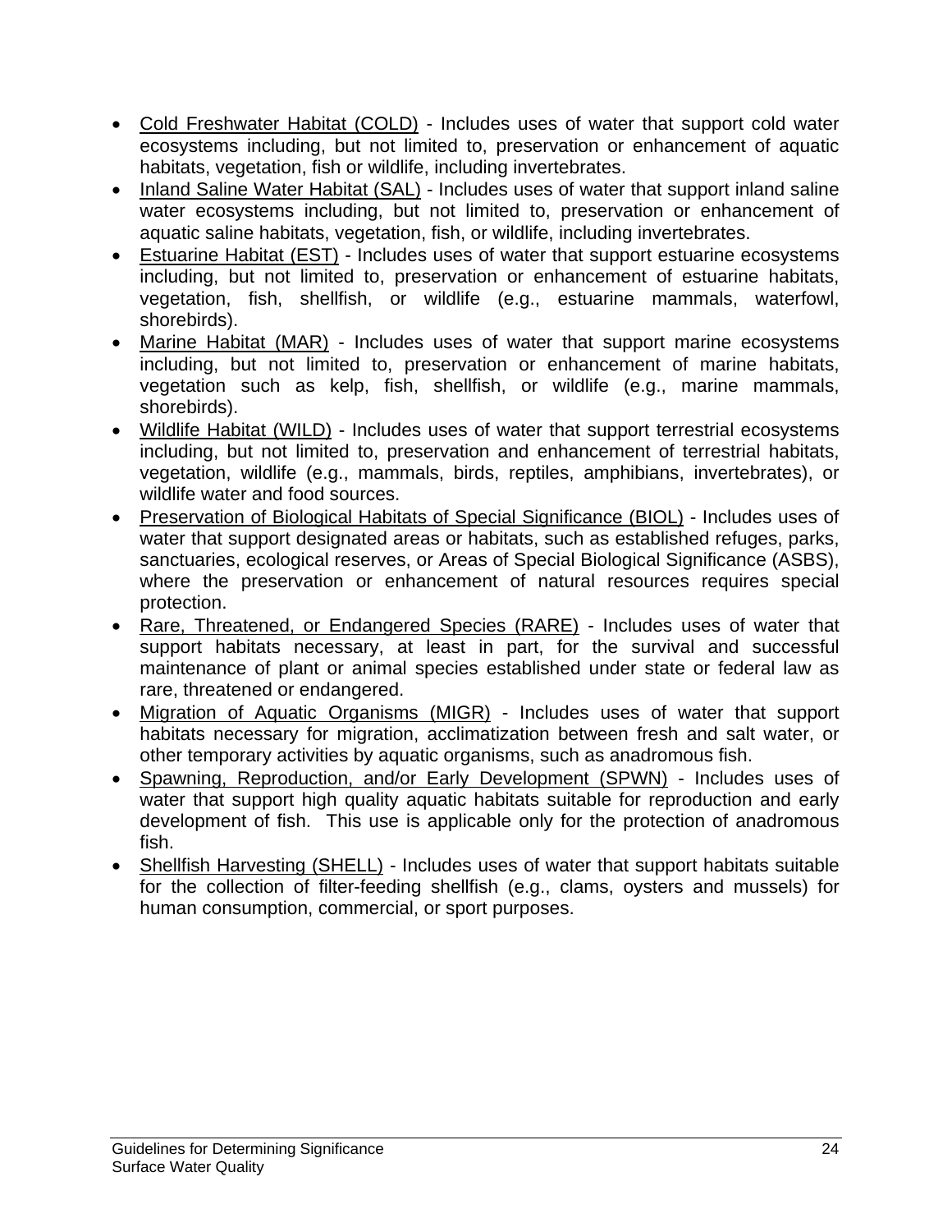- Cold Freshwater Habitat (COLD) - Includes uses of water that support cold water ecosystems including, but not limited to, preservation or enhancement of aquatic habitats, vegetation, fish or wildlife, including invertebrates.
- Inland Saline Water Habitat (SAL) - Includes uses of water that support inland saline water ecosystems including, but not limited to, preservation or enhancement of aquatic saline habitats, vegetation, fish, or wildlife, including invertebrates.
- Estuarine Habitat (EST) - Includes uses of water that support estuarine ecosystems including, but not limited to, preservation or enhancement of estuarine habitats, vegetation, fish, shellfish, or wildlife (e.g., estuarine mammals, waterfowl, shorebirds).
- Marine Habitat (MAR) - Includes uses of water that support marine ecosystems including, but not limited to, preservation or enhancement of marine habitats, vegetation such as kelp, fish, shellfish, or wildlife (e.g., marine mammals, shorebirds).
- Wildlife Habitat (WILD) - Includes uses of water that support terrestrial ecosystems including, but not limited to, preservation and enhancement of terrestrial habitats, vegetation, wildlife (e.g., mammals, birds, reptiles, amphibians, invertebrates), or wildlife water and food sources.
- Preservation of Biological Habitats of Special Significance (BIOL) - Includes uses of water that support designated areas or habitats, such as established refuges, parks, sanctuaries, ecological reserves, or Areas of Special Biological Significance (ASBS), where the preservation or enhancement of natural resources requires special protection.
- Rare, Threatened, or Endangered Species (RARE) - Includes uses of water that support habitats necessary, at least in part, for the survival and successful maintenance of plant or animal species established under state or federal law as rare, threatened or endangered.
- Migration of Aquatic Organisms (MIGR) - Includes uses of water that support habitats necessary for migration, acclimatization between fresh and salt water, or other temporary activities by aquatic organisms, such as anadromous fish.
- Spawning, Reproduction, and/or Early Development (SPWN) - Includes uses of water that support high quality aquatic habitats suitable for reproduction and early development of fish. This use is applicable only for the protection of anadromous fish.
- Shellfish Harvesting (SHELL) - Includes uses of water that support habitats suitable for the collection of filter-feeding shellfish (e.g., clams, oysters and mussels) for human consumption, commercial, or sport purposes.